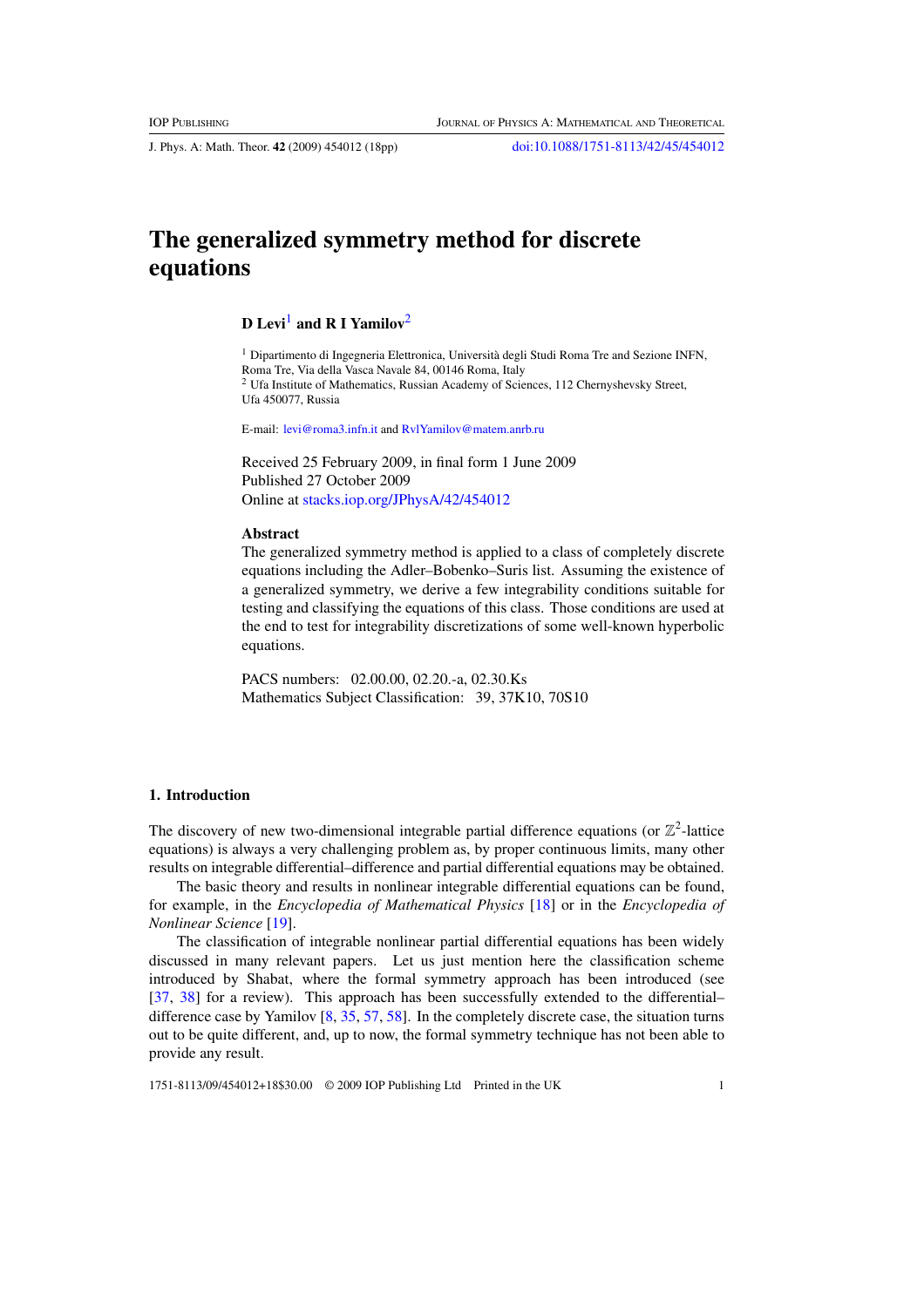# The generalized symmetry method for discrete equations

**D Levi**[1] **and R I Yamilov**[2]

[1] Dipartimento di Ingegneria Elettronica, Università degli Studi Roma Tre and Sezione INFN, Roma Tre, Via della Vasca Navale 84, 00146 Roma, Italy
[2] Ufa Institute of Mathematics, Russian Academy of Sciences, 112 Chernyshevsky Street, Ufa 450077, Russia

E-mail: levi@roma3.infn.it and RvlYamilov@matem.anrb.ru

Received 25 February 2009, in final form 1 June 2009
Published 27 October 2009
Online at stacks.iop.org/JPhysA/42/454012

### Abstract

The generalized symmetry method is applied to a class of completely discrete equations including the Adler–Bobenko–Suris list. Assuming the existence of a generalized symmetry, we derive a few integrability conditions suitable for testing and classifying the equations of this class. Those conditions are used at the end to test for integrability discretizations of some well-known hyperbolic equations.

PACS numbers: 02.00.00, 02.20.-a, 02.30.Ks
Mathematics Subject Classification: 39, 37K10, 70S10

## 1. Introduction

The discovery of new two-dimensional integrable partial difference equations (or $\mathbb{Z}^2$-lattice equations) is always a very challenging problem as, by proper continuous limits, many other results on integrable differential–difference and partial differential equations may be obtained.

The basic theory and results in nonlinear integrable differential equations can be found, for example, in the *Encyclopedia of Mathematical Physics* [18] or in the *Encyclopedia of Nonlinear Science* [19].

The classification of integrable nonlinear partial differential equations has been widely discussed in many relevant papers. Let us just mention here the classification scheme introduced by Shabat, where the formal symmetry approach has been introduced (see [37, 38] for a review). This approach has been successfully extended to the differential–difference case by Yamilov [8, 35, 57, 58]. In the completely discrete case, the situation turns out to be quite different, and, up to now, the formal symmetry technique has not been able to provide any result.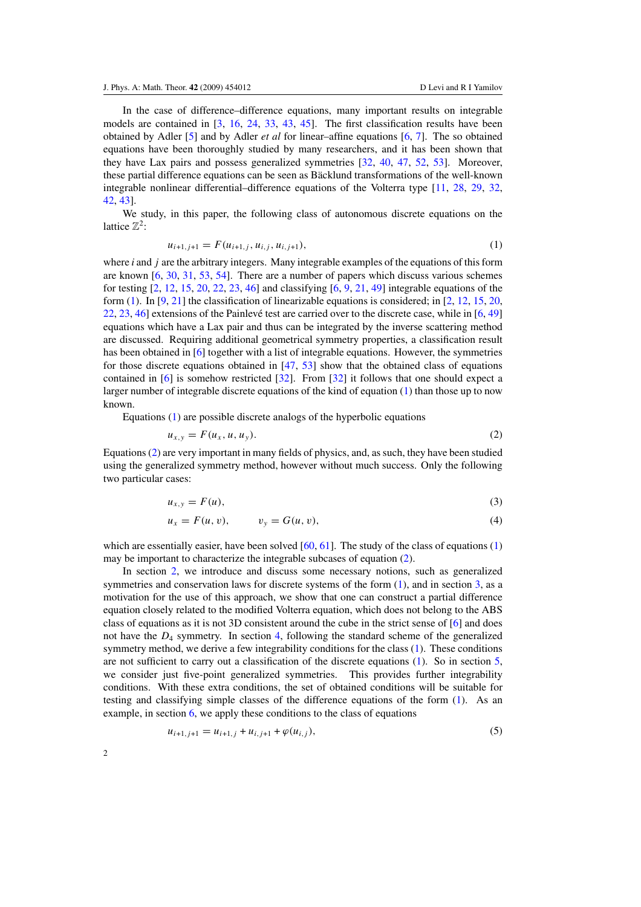In the case of difference–difference equations, many important results on integrable models are contained in [3, 16, 24, 33, 43, 45]. The first classification results have been obtained by Adler [5] and by Adler *et al* for linear–affine equations [6, 7]. The so obtained equations have been thoroughly studied by many researchers, and it has been shown that they have Lax pairs and possess generalized symmetries [32, 40, 47, 52, 53]. Moreover, these partial difference equations can be seen as Bäcklund transformations of the well-known integrable nonlinear differential–difference equations of the Volterra type [11, 28, 29, 32, 42, 43].

We study, in this paper, the following class of autonomous discrete equations on the lattice $\mathbb{Z}^2$:

$$u_{i+1,j+1} = F(u_{i+1,j}, u_{i,j}, u_{i,j+1}), \tag{1}$$

where $i$ and $j$ are the arbitrary integers. Many integrable examples of the equations of this form are known [6, 30, 31, 53, 54]. There are a number of papers which discuss various schemes for testing [2, 12, 15, 20, 22, 23, 46] and classifying [6, 9, 21, 49] integrable equations of the form (1). In [9, 21] the classification of linearizable equations is considered; in [2, 12, 15, 20, 22, 23, 46] extensions of the Painlevé test are carried over to the discrete case, while in [6, 49] equations which have a Lax pair and thus can be integrated by the inverse scattering method are discussed. Requiring additional geometrical symmetry properties, a classification result has been obtained in [6] together with a list of integrable equations. However, the symmetries for those discrete equations obtained in [47, 53] show that the obtained class of equations contained in [6] is somehow restricted [32]. From [32] it follows that one should expect a larger number of integrable discrete equations of the kind of equation (1) than those up to now known.

Equations (1) are possible discrete analogs of the hyperbolic equations

$$u_{x,y} = F(u_x, u, u_y). \tag{2}$$

Equations (2) are very important in many fields of physics, and, as such, they have been studied using the generalized symmetry method, however without much success. Only the following two particular cases:

$$u_{x,y} = F(u), \tag{3}$$

$$u_x = F(u, v), \qquad v_y = G(u, v), \tag{4}$$

which are essentially easier, have been solved [60, 61]. The study of the class of equations (1) may be important to characterize the integrable subcases of equation (2).

In section 2, we introduce and discuss some necessary notions, such as generalized symmetries and conservation laws for discrete systems of the form (1), and in section 3, as a motivation for the use of this approach, we show that one can construct a partial difference equation closely related to the modified Volterra equation, which does not belong to the ABS class of equations as it is not 3D consistent around the cube in the strict sense of [6] and does not have the $D_4$ symmetry. In section 4, following the standard scheme of the generalized symmetry method, we derive a few integrability conditions for the class (1). These conditions are not sufficient to carry out a classification of the discrete equations (1). So in section 5, we consider just five-point generalized symmetries. This provides further integrability conditions. With these extra conditions, the set of obtained conditions will be suitable for testing and classifying simple classes of the difference equations of the form (1). As an example, in section 6, we apply these conditions to the class of equations

$$u_{i+1,j+1} = u_{i+1,j} + u_{i,j+1} + \varphi(u_{i,j}), \tag{5}$$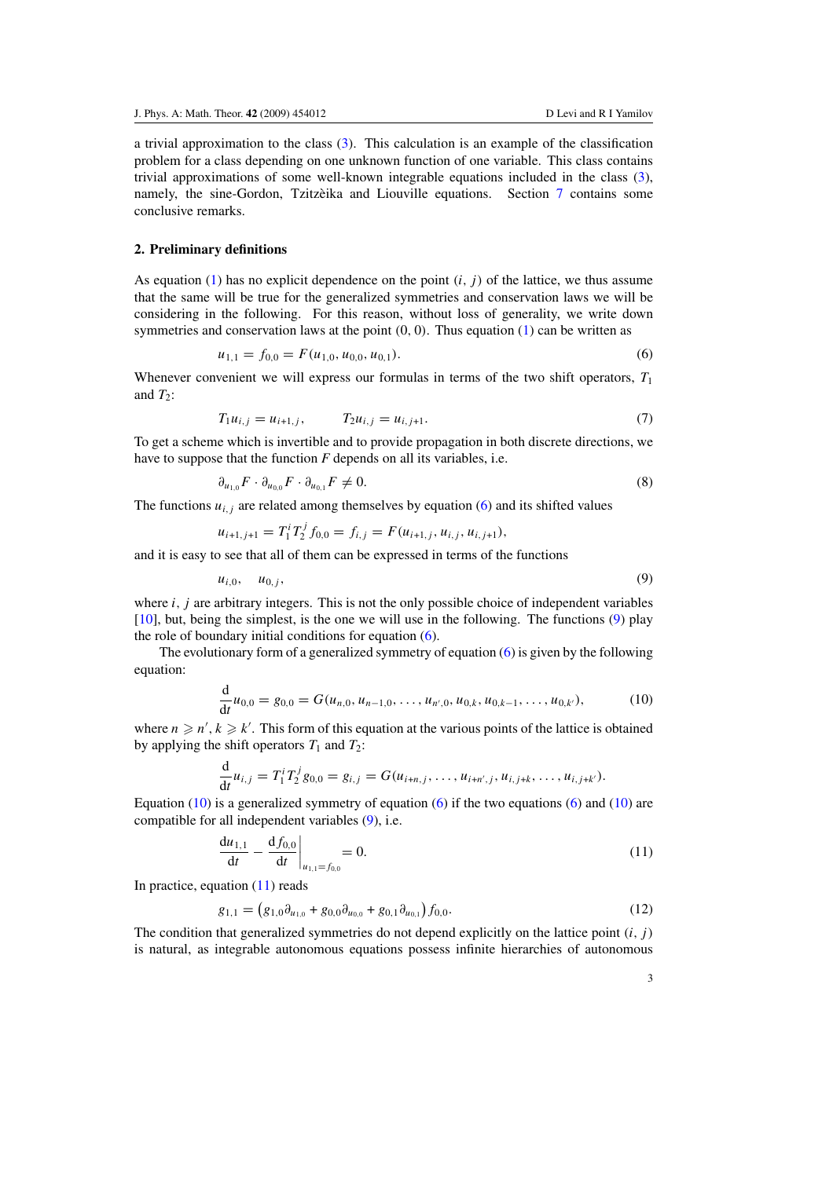a trivial approximation to the class (3). This calculation is an example of the classification problem for a class depending on one unknown function of one variable. This class contains trivial approximations of some well-known integrable equations included in the class (3), namely, the sine-Gordon, Tzitzèika and Liouville equations. Section 7 contains some conclusive remarks.

## 2. Preliminary definitions

As equation (1) has no explicit dependence on the point $(i, j)$ of the lattice, we thus assume that the same will be true for the generalized symmetries and conservation laws we will be considering in the following. For this reason, without loss of generality, we write down symmetries and conservation laws at the point $(0, 0)$. Thus equation (1) can be written as

$$u_{1,1} = f_{0,0} = F(u_{1,0}, u_{0,0}, u_{0,1}). \tag{6}$$

Whenever convenient we will express our formulas in terms of the two shift operators, $T_1$ and $T_2$:

$$T_1 u_{i,j} = u_{i+1,j}, \qquad T_2 u_{i,j} = u_{i,j+1}. \tag{7}$$

To get a scheme which is invertible and to provide propagation in both discrete directions, we have to suppose that the function $F$ depends on all its variables, i.e.

$$\partial_{u_{1,0}} F \cdot \partial_{u_{0,0}} F \cdot \partial_{u_{0,1}} F \neq 0. \tag{8}$$

The functions $u_{i,j}$ are related among themselves by equation (6) and its shifted values

$$u_{i+1,j+1} = T_1^i T_2^j f_{0,0} = f_{i,j} = F(u_{i+1,j}, u_{i,j}, u_{i,j+1}),$$

and it is easy to see that all of them can be expressed in terms of the functions

$$u_{i,0}, \quad u_{0,j}, \tag{9}$$

where $i$, $j$ are arbitrary integers. This is not the only possible choice of independent variables [10], but, being the simplest, is the one we will use in the following. The functions (9) play the role of boundary initial conditions for equation (6).

The evolutionary form of a generalized symmetry of equation (6) is given by the following equation:

$$\frac{\mathrm{d}}{\mathrm{d}t} u_{0,0} = g_{0,0} = G(u_{n,0}, u_{n-1,0}, \ldots, u_{n',0}, u_{0,k}, u_{0,k-1}, \ldots, u_{0,k'}), \tag{10}$$

where $n \geqslant n'$, $k \geqslant k'$. This form of this equation at the various points of the lattice is obtained by applying the shift operators $T_1$ and $T_2$:

$$\frac{\mathrm{d}}{\mathrm{d}t} u_{i,j} = T_1^i T_2^j g_{0,0} = g_{i,j} = G(u_{i+n,j}, \ldots, u_{i+n',j}, u_{i,j+k}, \ldots, u_{i,j+k'}).$$

Equation (10) is a generalized symmetry of equation (6) if the two equations (6) and (10) are compatible for all independent variables (9), i.e.

$$\left.\frac{\mathrm{d}u_{1,1}}{\mathrm{d}t} - \frac{\mathrm{d}f_{0,0}}{\mathrm{d}t}\right|_{u_{1,1}=f_{0,0}} = 0. \tag{11}$$

In practice, equation (11) reads

$$g_{1,1} = \left(g_{1,0}\partial_{u_{1,0}} + g_{0,0}\partial_{u_{0,0}} + g_{0,1}\partial_{u_{0,1}}\right) f_{0,0}. \tag{12}$$

The condition that generalized symmetries do not depend explicitly on the lattice point $(i, j)$ is natural, as integrable autonomous equations possess infinite hierarchies of autonomous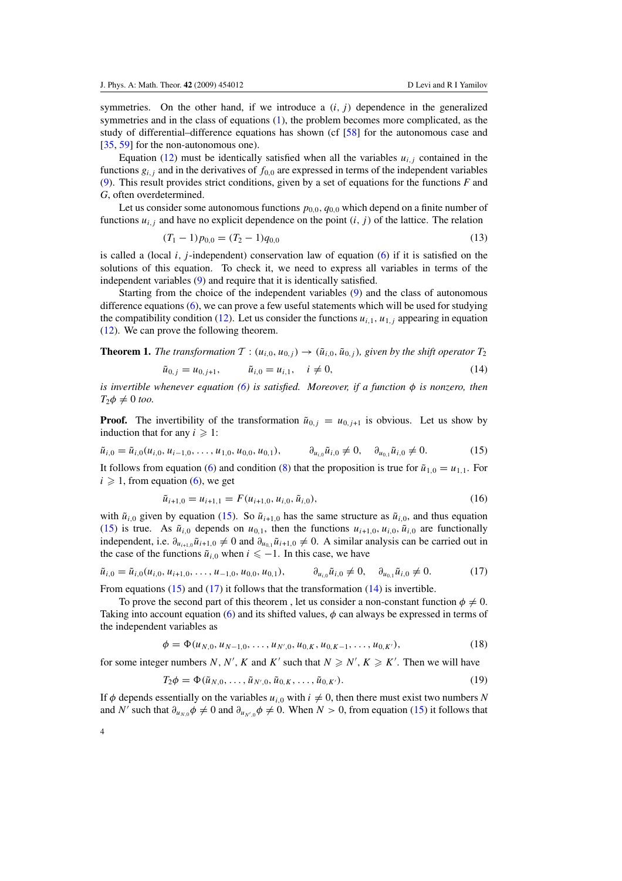symmetries. On the other hand, if we introduce a $(i, j)$ dependence in the generalized symmetries and in the class of equations (1), the problem becomes more complicated, as the study of differential–difference equations has shown (cf [58] for the autonomous case and [35, 59] for the non-autonomous one).

Equation (12) must be identically satisfied when all the variables $u_{i,j}$ contained in the functions $g_{i,j}$ and in the derivatives of $f_{0,0}$ are expressed in terms of the independent variables (9). This result provides strict conditions, given by a set of equations for the functions $F$ and $G$, often overdetermined.

Let us consider some autonomous functions $p_{0,0}$, $q_{0,0}$ which depend on a finite number of functions $u_{i,j}$ and have no explicit dependence on the point $(i, j)$ of the lattice. The relation

$$(T_1 - 1)p_{0,0} = (T_2 - 1)q_{0,0} \tag{13}$$

is called a (local $i, j$-independent) conservation law of equation (6) if it is satisfied on the solutions of this equation. To check it, we need to express all variables in terms of the independent variables (9) and require that it is identically satisfied.

Starting from the choice of the independent variables (9) and the class of autonomous difference equations (6), we can prove a few useful statements which will be used for studying the compatibility condition (12). Let us consider the functions $u_{i,1}$, $u_{1,j}$ appearing in equation (12). We can prove the following theorem.

**Theorem 1.** *The transformation* $\mathcal{T} : (u_{i,0}, u_{0,j}) \to (\tilde{u}_{i,0}, \tilde{u}_{0,j})$*, given by the shift operator* $T_2$

$$\tilde{u}_{0,j} = u_{0,j+1}, \qquad \tilde{u}_{i,0} = u_{i,1}, \quad i \neq 0, \tag{14}$$

*is invertible whenever equation (6) is satisfied. Moreover, if a function* $\phi$ *is nonzero, then* $T_2\phi \neq 0$ *too.*

**Proof.** The invertibility of the transformation $\tilde{u}_{0,j} = u_{0,j+1}$ is obvious. Let us show by induction that for any $i \geqslant 1$:

$$\tilde{u}_{i,0} = \tilde{u}_{i,0}(u_{i,0}, u_{i-1,0}, \ldots, u_{1,0}, u_{0,0}, u_{0,1}), \qquad \partial_{u_{i,0}}\tilde{u}_{i,0} \neq 0, \quad \partial_{u_{0,1}}\tilde{u}_{i,0} \neq 0. \tag{15}$$

It follows from equation (6) and condition (8) that the proposition is true for $\tilde{u}_{1,0} = u_{1,1}$. For $i \geqslant 1$, from equation (6), we get

$$\tilde{u}_{i+1,0} = u_{i+1,1} = F(u_{i+1,0}, u_{i,0}, \tilde{u}_{i,0}), \tag{16}$$

with $\tilde{u}_{i,0}$ given by equation (15). So $\tilde{u}_{i+1,0}$ has the same structure as $\tilde{u}_{i,0}$, and thus equation (15) is true. As $\tilde{u}_{i,0}$ depends on $u_{0,1}$, then the functions $u_{i+1,0}, u_{i,0}, \tilde{u}_{i,0}$ are functionally independent, i.e. $\partial_{u_{i+1,0}}\tilde{u}_{i+1,0} \neq 0$ and $\partial_{u_{0,1}}\tilde{u}_{i+1,0} \neq 0$. A similar analysis can be carried out in the case of the functions $\tilde{u}_{i,0}$ when $i \leqslant -1$. In this case, we have

$$\tilde{u}_{i,0} = \tilde{u}_{i,0}(u_{i,0}, u_{i+1,0}, \ldots, u_{-1,0}, u_{0,0}, u_{0,1}), \qquad \partial_{u_{i,0}}\tilde{u}_{i,0} \neq 0, \quad \partial_{u_{0,1}}\tilde{u}_{i,0} \neq 0. \tag{17}$$

From equations (15) and (17) it follows that the transformation (14) is invertible.

To prove the second part of this theorem , let us consider a non-constant function $\phi \neq 0$. Taking into account equation (6) and its shifted values, $\phi$ can always be expressed in terms of the independent variables as

$$\phi = \Phi(u_{N,0}, u_{N-1,0}, \ldots, u_{N',0}, u_{0,K}, u_{0,K-1}, \ldots, u_{0,K'}), \tag{18}$$

for some integer numbers $N$, $N'$, $K$ and $K'$ such that $N \geqslant N'$, $K \geqslant K'$. Then we will have

$$T_2\phi = \Phi(\tilde{u}_{N,0}, \ldots, \tilde{u}_{N',0}, \tilde{u}_{0,K}, \ldots, \tilde{u}_{0,K'}). \tag{19}$$

If $\phi$ depends essentially on the variables $u_{i,0}$ with $i \neq 0$, then there must exist two numbers $N$ and $N'$ such that $\partial_{u_{N,0}}\phi \neq 0$ and $\partial_{u_{N',0}}\phi \neq 0$. When $N > 0$, from equation (15) it follows that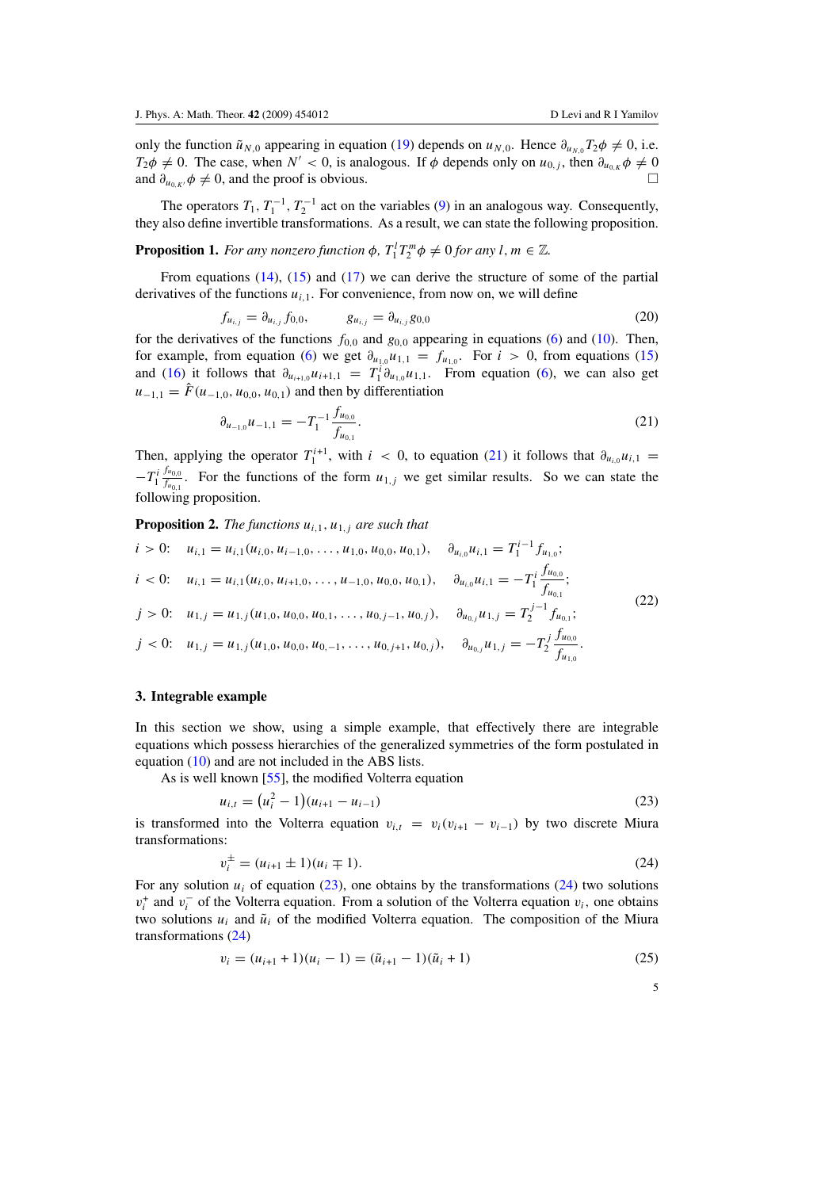only the function $\tilde{u}_{N,0}$ appearing in equation (19) depends on $u_{N,0}$. Hence $\partial_{u_{N,0}} T_2 \phi \neq 0$, i.e. $T_2\phi \neq 0$. The case, when $N' < 0$, is analogous. If $\phi$ depends only on $u_{0,j}$, then $\partial_{u_{0,K}} \phi \neq 0$ and $\partial_{u_{0,K'}} \phi \neq 0$, and the proof is obvious. □

The operators $T_1, T_1^{-1}, T_2^{-1}$ act on the variables (9) in an analogous way. Consequently, they also define invertible transformations. As a result, we can state the following proposition.

**Proposition 1.** *For any nonzero function $\phi$, $T_1^l T_2^m \phi \neq 0$ for any $l, m \in \mathbb{Z}$.*

From equations (14), (15) and (17) we can derive the structure of some of the partial derivatives of the functions $u_{i,1}$. For convenience, from now on, we will define

$$f_{u_{i,j}} = \partial_{u_{i,j}} f_{0,0}, \qquad g_{u_{i,j}} = \partial_{u_{i,j}} g_{0,0} \tag{20}$$

for the derivatives of the functions $f_{0,0}$ and $g_{0,0}$ appearing in equations (6) and (10). Then, for example, from equation (6) we get $\partial_{u_{1,0}} u_{1,1} = f_{u_{1,0}}$. For $i > 0$, from equations (15) and (16) it follows that $\partial_{u_{i+1,0}} u_{i+1,1} = T_1^i \partial_{u_{1,0}} u_{1,1}$. From equation (6), we can also get $u_{-1,1} = \hat{F}(u_{-1,0}, u_{0,0}, u_{0,1})$ and then by differentiation

$$\partial_{u_{-1,0}} u_{-1,1} = -T_1^{-1} \frac{f_{u_{0,0}}}{f_{u_{0,1}}}. \tag{21}$$

Then, applying the operator $T_1^{i+1}$, with $i < 0$, to equation (21) it follows that $\partial_{u_{i,0}} u_{i,1} = -T_1^i \frac{f_{u_{0,0}}}{f_{u_{0,1}}}$. For the functions of the form $u_{1,j}$ we get similar results. So we can state the following proposition.

**Proposition 2.** *The functions $u_{i,1}, u_{1,j}$ are such that*

$$\begin{aligned}
&i > 0: \quad u_{i,1} = u_{i,1}(u_{i,0}, u_{i-1,0}, \ldots, u_{1,0}, u_{0,0}, u_{0,1}), \quad \partial_{u_{i,0}} u_{i,1} = T_1^{i-1} f_{u_{1,0}};\\
&i < 0: \quad u_{i,1} = u_{i,1}(u_{i,0}, u_{i+1,0}, \ldots, u_{-1,0}, u_{0,0}, u_{0,1}), \quad \partial_{u_{i,0}} u_{i,1} = -T_1^{i} \frac{f_{u_{0,0}}}{f_{u_{0,1}}};\\
&j > 0: \quad u_{1,j} = u_{1,j}(u_{1,0}, u_{0,0}, u_{0,1}, \ldots, u_{0,j-1}, u_{0,j}), \quad \partial_{u_{0,j}} u_{1,j} = T_2^{j-1} f_{u_{0,1}};\\
&j < 0: \quad u_{1,j} = u_{1,j}(u_{1,0}, u_{0,0}, u_{0,-1}, \ldots, u_{0,j+1}, u_{0,j}), \quad \partial_{u_{0,j}} u_{1,j} = -T_2^{j} \frac{f_{u_{0,0}}}{f_{u_{1,0}}}.
\end{aligned} \tag{22}$$

## 3. Integrable example

In this section we show, using a simple example, that effectively there are integrable equations which possess hierarchies of the generalized symmetries of the form postulated in equation (10) and are not included in the ABS lists.

As is well known [55], the modified Volterra equation

$$u_{i,t} = \left(u_i^2 - 1\right)(u_{i+1} - u_{i-1}) \tag{23}$$

is transformed into the Volterra equation $v_{i,t} = v_i(v_{i+1} - v_{i-1})$ by two discrete Miura transformations:

$$v_i^{\pm} = (u_{i+1} \pm 1)(u_i \mp 1). \tag{24}$$

For any solution $u_i$ of equation (23), one obtains by the transformations (24) two solutions $v_i^+$ and $v_i^-$ of the Volterra equation. From a solution of the Volterra equation $v_i$, one obtains two solutions $u_i$ and $\tilde{u}_i$ of the modified Volterra equation. The composition of the Miura transformations (24)

$$v_i = (u_{i+1} + 1)(u_i - 1) = (\tilde{u}_{i+1} - 1)(\tilde{u}_i + 1) \tag{25}$$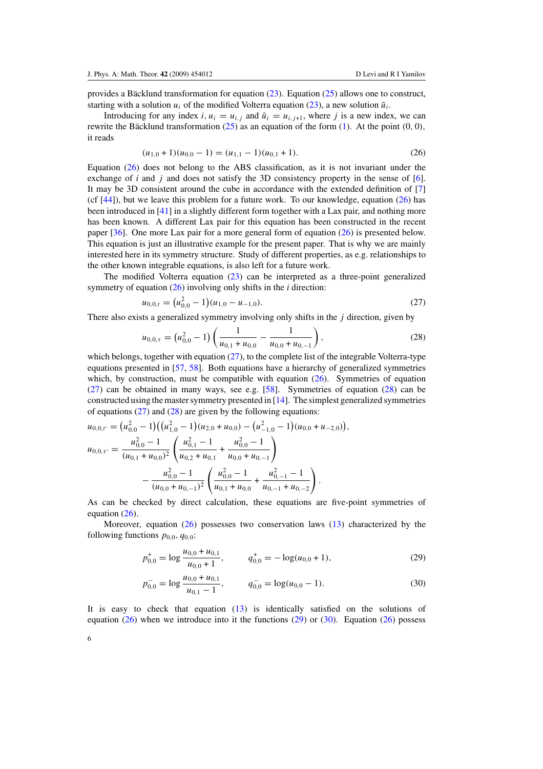provides a Bäcklund transformation for equation (23). Equation (25) allows one to construct, starting with a solution $u_i$ of the modified Volterra equation (23), a new solution $\tilde{u}_i$.

Introducing for any index $i$, $u_i = u_{i,j}$ and $\tilde{u}_i = u_{i,j+1}$, where $j$ is a new index, we can rewrite the Bäcklund transformation (25) as an equation of the form (1). At the point $(0, 0)$, it reads

$$(u_{1,0}+1)(u_{0,0}-1) = (u_{1,1}-1)(u_{0,1}+1). \tag{26}$$

Equation (26) does not belong to the ABS classification, as it is not invariant under the exchange of $i$ and $j$ and does not satisfy the 3D consistency property in the sense of [6]. It may be 3D consistent around the cube in accordance with the extended definition of [7] (cf [44]), but we leave this problem for a future work. To our knowledge, equation (26) has been introduced in [41] in a slightly different form together with a Lax pair, and nothing more has been known. A different Lax pair for this equation has been constructed in the recent paper [36]. One more Lax pair for a more general form of equation (26) is presented below. This equation is just an illustrative example for the present paper. That is why we are mainly interested here in its symmetry structure. Study of different properties, as e.g. relationships to the other known integrable equations, is also left for a future work.

The modified Volterra equation (23) can be interpreted as a three-point generalized symmetry of equation (26) involving only shifts in the $i$ direction:

$$u_{0,0,t} = \left(u_{0,0}^2 - 1\right)(u_{1,0} - u_{-1,0}). \tag{27}$$

There also exists a generalized symmetry involving only shifts in the $j$ direction, given by

$$u_{0,0,\tau} = \left(u_{0,0}^2 - 1\right)\left(\frac{1}{u_{0,1}+u_{0,0}} - \frac{1}{u_{0,0}+u_{0,-1}}\right), \tag{28}$$

which belongs, together with equation (27), to the complete list of the integrable Volterra-type equations presented in [57, 58]. Both equations have a hierarchy of generalized symmetries which, by construction, must be compatible with equation (26). Symmetries of equation (27) can be obtained in many ways, see e.g. [58]. Symmetries of equation (28) can be constructed using the master symmetry presented in [14]. The simplest generalized symmetries of equations (27) and (28) are given by the following equations:

$$u_{0,0,t'} = \left(u_{0,0}^2 - 1\right)\left(\left(u_{1,0}^2 - 1\right)(u_{2,0} + u_{0,0}) - \left(u_{-1,0}^2 - 1\right)(u_{0,0} + u_{-2,0})\right),$$

$$u_{0,0,\tau'} = \frac{u_{0,0}^2 - 1}{(u_{0,1}+u_{0,0})^2}\left(\frac{u_{0,1}^2 - 1}{u_{0,2}+u_{0,1}} + \frac{u_{0,0}^2 - 1}{u_{0,0}+u_{0,-1}}\right) - \frac{u_{0,0}^2 - 1}{(u_{0,0}+u_{0,-1})^2}\left(\frac{u_{0,0}^2 - 1}{u_{0,1}+u_{0,0}} + \frac{u_{0,-1}^2 - 1}{u_{0,-1}+u_{0,-2}}\right).$$

As can be checked by direct calculation, these equations are five-point symmetries of equation (26).

Moreover, equation (26) possesses two conservation laws (13) characterized by the following functions $p_{0,0}$, $q_{0,0}$:

$$p_{0,0}^{+} = \log\frac{u_{0,0}+u_{0,1}}{u_{0,0}+1}, \qquad q_{0,0}^{+} = -\log(u_{0,0}+1), \tag{29}$$

$$p_{0,0}^{-} = \log\frac{u_{0,0}+u_{0,1}}{u_{0,1}-1}, \qquad q_{0,0}^{-} = \log(u_{0,0}-1). \tag{30}$$

It is easy to check that equation (13) is identically satisfied on the solutions of equation (26) when we introduce into it the functions (29) or (30). Equation (26) possess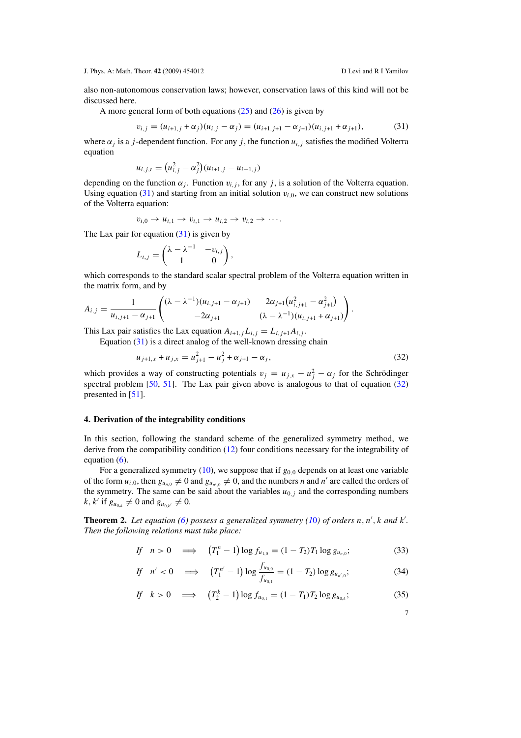also non-autonomous conservation laws; however, conservation laws of this kind will not be discussed here.

A more general form of both equations (25) and (26) is given by

$$v_{i,j} = (u_{i+1,j} + \alpha_j)(u_{i,j} - \alpha_j) = (u_{i+1,j+1} - \alpha_{j+1})(u_{i,j+1} + \alpha_{j+1}), \tag{31}$$

where $\alpha_j$ is a $j$-dependent function. For any $j$, the function $u_{i,j}$ satisfies the modified Volterra equation

$$u_{i,j,t} = \left(u_{i,j}^2 - \alpha_j^2\right)(u_{i+1,j} - u_{i-1,j})$$

depending on the function $\alpha_j$. Function $v_{i,j}$, for any $j$, is a solution of the Volterra equation. Using equation (31) and starting from an initial solution $v_{i,0}$, we can construct new solutions of the Volterra equation:

$$v_{i,0} \to u_{i,1} \to v_{i,1} \to u_{i,2} \to v_{i,2} \to \cdots.$$

The Lax pair for equation (31) is given by

$$L_{i,j} = \begin{pmatrix} \lambda - \lambda^{-1} & -v_{i,j} \\ 1 & 0 \end{pmatrix},$$

which corresponds to the standard scalar spectral problem of the Volterra equation written in the matrix form, and by

$$A_{i,j} = \frac{1}{u_{i,j+1} - \alpha_{j+1}} \begin{pmatrix} (\lambda - \lambda^{-1})(u_{i,j+1} - \alpha_{j+1}) & 2\alpha_{j+1}\left(u_{i,j+1}^2 - \alpha_{j+1}^2\right) \\ -2\alpha_{j+1} & (\lambda - \lambda^{-1})(u_{i,j+1} + \alpha_{j+1}) \end{pmatrix}.$$

This Lax pair satisfies the Lax equation $A_{i+1,j}L_{i,j} = L_{i,j+1}A_{i,j}$.

Equation (31) is a direct analog of the well-known dressing chain

$$u_{j+1,x} + u_{j,x} = u_{j+1}^2 - u_j^2 + \alpha_{j+1} - \alpha_j, \tag{32}$$

which provides a way of constructing potentials $v_j = u_{j,x} - u_j^2 - \alpha_j$ for the Schrödinger spectral problem [50, 51]. The Lax pair given above is analogous to that of equation (32) presented in [51].

## 4. Derivation of the integrability conditions

In this section, following the standard scheme of the generalized symmetry method, we derive from the compatibility condition (12) four conditions necessary for the integrability of equation (6).

For a generalized symmetry (10), we suppose that if $g_{0,0}$ depends on at least one variable of the form $u_{i,0}$, then $g_{u_{n,0}} \neq 0$ and $g_{u_{n',0}} \neq 0$, and the numbers $n$ and $n'$ are called the orders of the symmetry. The same can be said about the variables $u_{0,j}$ and the corresponding numbers $k, k'$ if $g_{u_{0,k}} \neq 0$ and $g_{u_{0,k'}} \neq 0$.

**Theorem 2.** *Let equation (6) possess a generalized symmetry (10) of orders $n, n', k$ and $k'$. Then the following relations must take place:*

$$\text{If} \quad n > 0 \quad \Longrightarrow \quad \left(T_1^n - 1\right) \log f_{u_{1,0}} = (1 - T_2) T_1 \log g_{u_{n,0}}; \tag{33}$$

$$\text{If} \quad n' < 0 \quad \Longrightarrow \quad \left(T_1^{n'} - 1\right) \log \frac{f_{u_{0,0}}}{f_{u_{0,1}}} = (1 - T_2) \log g_{u_{n',0}}; \tag{34}$$

$$\text{If} \quad k > 0 \quad \Longrightarrow \quad \left(T_2^k - 1\right) \log f_{u_{0,1}} = (1 - T_1) T_2 \log g_{u_{0,k}}; \tag{35}$$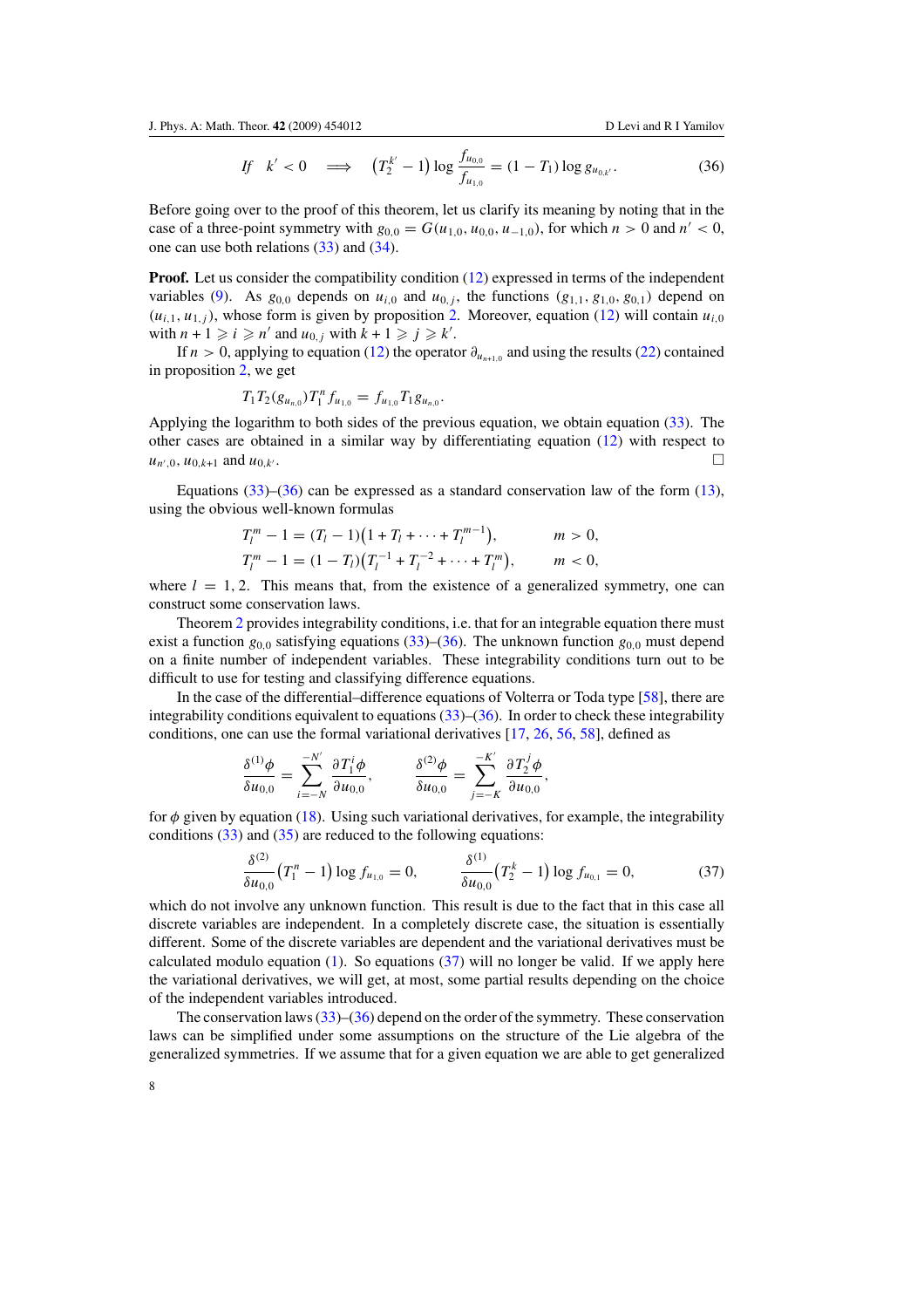$$\text{If} \quad k' < 0 \quad \Longrightarrow \quad \left(T_2^{k'} - 1\right) \log \frac{f_{u_{0,0}}}{f_{u_{1,0}}} = (1 - T_1) \log g_{u_{0,k'}}. \tag{36}$$

Before going over to the proof of this theorem, let us clarify its meaning by noting that in the case of a three-point symmetry with $g_{0,0} = G(u_{1,0}, u_{0,0}, u_{-1,0})$, for which $n > 0$ and $n' < 0$, one can use both relations (33) and (34).

**Proof.** Let us consider the compatibility condition (12) expressed in terms of the independent variables (9). As $g_{0,0}$ depends on $u_{i,0}$ and $u_{0,j}$, the functions $(g_{1,1}, g_{1,0}, g_{0,1})$ depend on $(u_{i,1}, u_{1,j})$, whose form is given by proposition 2. Moreover, equation (12) will contain $u_{i,0}$ with $n + 1 \geqslant i \geqslant n'$ and $u_{0,j}$ with $k + 1 \geqslant j \geqslant k'$.

If $n > 0$, applying to equation (12) the operator $\partial_{u_{n+1,0}}$ and using the results (22) contained in proposition 2, we get

$$T_1 T_2 (g_{u_{n,0}}) T_1^n f_{u_{1,0}} = f_{u_{1,0}} T_1 g_{u_{n,0}}.$$

Applying the logarithm to both sides of the previous equation, we obtain equation (33). The other cases are obtained in a similar way by differentiating equation (12) with respect to $u_{n',0}$, $u_{0,k+1}$ and $u_{0,k'}$. □

Equations (33)–(36) can be expressed as a standard conservation law of the form (13), using the obvious well-known formulas

$$T_l^m - 1 = (T_l - 1)\left(1 + T_l + \cdots + T_l^{m-1}\right), \qquad m > 0,$$
$$T_l^m - 1 = (1 - T_l)\left(T_l^{-1} + T_l^{-2} + \cdots + T_l^{m}\right), \qquad m < 0,$$

where $l = 1, 2$. This means that, from the existence of a generalized symmetry, one can construct some conservation laws.

Theorem 2 provides integrability conditions, i.e. that for an integrable equation there must exist a function $g_{0,0}$ satisfying equations (33)–(36). The unknown function $g_{0,0}$ must depend on a finite number of independent variables. These integrability conditions turn out to be difficult to use for testing and classifying difference equations.

In the case of the differential–difference equations of Volterra or Toda type [58], there are integrability conditions equivalent to equations (33)–(36). In order to check these integrability conditions, one can use the formal variational derivatives [17, 26, 56, 58], defined as

$$\frac{\delta^{(1)}\phi}{\delta u_{0,0}} = \sum_{i=-N}^{-N'} \frac{\partial T_1^i \phi}{\partial u_{0,0}}, \qquad \frac{\delta^{(2)}\phi}{\delta u_{0,0}} = \sum_{j=-K}^{-K'} \frac{\partial T_2^j \phi}{\partial u_{0,0}},$$

for $\phi$ given by equation (18). Using such variational derivatives, for example, the integrability conditions (33) and (35) are reduced to the following equations:

$$\frac{\delta^{(2)}}{\delta u_{0,0}}\left(T_1^n - 1\right) \log f_{u_{1,0}} = 0, \qquad \frac{\delta^{(1)}}{\delta u_{0,0}}\left(T_2^k - 1\right) \log f_{u_{0,1}} = 0, \tag{37}$$

which do not involve any unknown function. This result is due to the fact that in this case all discrete variables are independent. In a completely discrete case, the situation is essentially different. Some of the discrete variables are dependent and the variational derivatives must be calculated modulo equation (1). So equations (37) will no longer be valid. If we apply here the variational derivatives, we will get, at most, some partial results depending on the choice of the independent variables introduced.

The conservation laws (33)–(36) depend on the order of the symmetry. These conservation laws can be simplified under some assumptions on the structure of the Lie algebra of the generalized symmetries. If we assume that for a given equation we are able to get generalized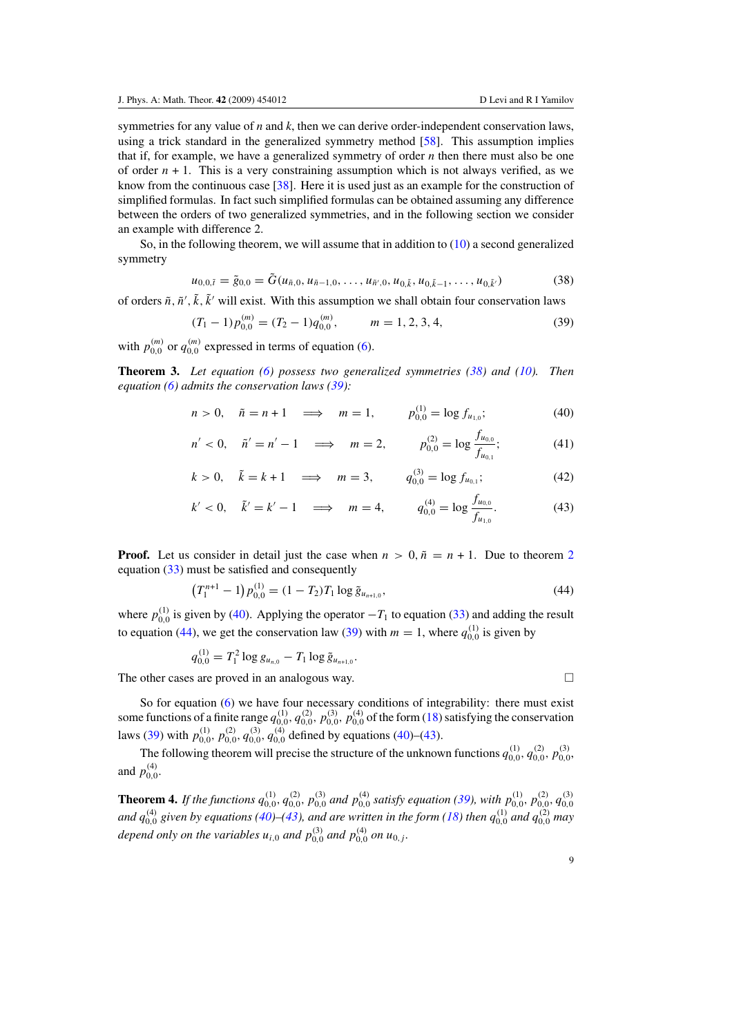symmetries for any value of $n$ and $k$, then we can derive order-independent conservation laws, using a trick standard in the generalized symmetry method [58]. This assumption implies that if, for example, we have a generalized symmetry of order $n$ then there must also be one of order $n + 1$. This is a very constraining assumption which is not always verified, as we know from the continuous case [38]. Here it is used just as an example for the construction of simplified formulas. In fact such simplified formulas can be obtained assuming any difference between the orders of two generalized symmetries, and in the following section we consider an example with difference 2.

So, in the following theorem, we will assume that in addition to (10) a second generalized symmetry

$$u_{0,0,\tilde{t}} = \tilde{g}_{0,0} = \tilde{G}(u_{\tilde{n},0}, u_{\tilde{n}-1,0}, \ldots, u_{\tilde{n}',0}, u_{0,\tilde{k}}, u_{0,\tilde{k}-1}, \ldots, u_{0,\tilde{k}'}) \tag{38}$$

of orders $\tilde{n}, \tilde{n}', \tilde{k}, \tilde{k}'$ will exist. With this assumption we shall obtain four conservation laws

$$(T_1 - 1)p_{0,0}^{(m)} = (T_2 - 1)q_{0,0}^{(m)}, \qquad m = 1, 2, 3, 4, \tag{39}$$

with $p_{0,0}^{(m)}$ or $q_{0,0}^{(m)}$ expressed in terms of equation (6).

**Theorem 3.** *Let equation (6) possess two generalized symmetries (38) and (10). Then equation (6) admits the conservation laws (39):*

$$n > 0, \quad \tilde{n} = n + 1 \quad \Longrightarrow \quad m = 1, \qquad p_{0,0}^{(1)} = \log f_{u_{1,0}}; \tag{40}$$

$$n' < 0, \quad \tilde{n}' = n' - 1 \quad \Longrightarrow \quad m = 2, \qquad p_{0,0}^{(2)} = \log \frac{f_{u_{0,0}}}{f_{u_{0,1}}}; \tag{41}$$

$$k > 0, \quad \tilde{k} = k + 1 \quad \Longrightarrow \quad m = 3, \qquad q_{0,0}^{(3)} = \log f_{u_{0,1}}; \tag{42}$$

$$k' < 0, \quad \tilde{k}' = k' - 1 \quad \Longrightarrow \quad m = 4, \qquad q_{0,0}^{(4)} = \log \frac{f_{u_{0,0}}}{f_{u_{1,0}}}. \tag{43}$$

**Proof.** Let us consider in detail just the case when $n > 0, \tilde{n} = n + 1$. Due to theorem 2 equation (33) must be satisfied and consequently

$$\left(T_1^{n+1} - 1\right) p_{0,0}^{(1)} = (1 - T_2)T_1 \log \tilde{g}_{u_{n+1,0}}, \tag{44}$$

where $p_{0,0}^{(1)}$ is given by (40). Applying the operator $-T_1$ to equation (33) and adding the result to equation (44), we get the conservation law (39) with $m = 1$, where $q_{0,0}^{(1)}$ is given by

$$q_{0,0}^{(1)} = T_1^2 \log g_{u_{n,0}} - T_1 \log \tilde{g}_{u_{n+1,0}}.$$

The other cases are proved in an analogous way. □

So for equation (6) we have four necessary conditions of integrability: there must exist some functions of a finite range $q_{0,0}^{(1)}, q_{0,0}^{(2)}, p_{0,0}^{(3)}, p_{0,0}^{(4)}$ of the form (18) satisfying the conservation laws (39) with $p_{0,0}^{(1)}, p_{0,0}^{(2)}, q_{0,0}^{(3)}, q_{0,0}^{(4)}$ defined by equations (40)–(43).

The following theorem will precise the structure of the unknown functions $q_{0,0}^{(1)}, q_{0,0}^{(2)}, p_{0,0}^{(3)}$, and $p_{0,0}^{(4)}$.

**Theorem 4.** *If the functions $q_{0,0}^{(1)}, q_{0,0}^{(2)}, p_{0,0}^{(3)}$ and $p_{0,0}^{(4)}$ satisfy equation (39), with $p_{0,0}^{(1)}, p_{0,0}^{(2)}, q_{0,0}^{(3)}$ and $q_{0,0}^{(4)}$ given by equations (40)–(43), and are written in the form (18) then $q_{0,0}^{(1)}$ and $q_{0,0}^{(2)}$ may depend only on the variables $u_{i,0}$ and $p_{0,0}^{(3)}$ and $p_{0,0}^{(4)}$ on $u_{0,j}$.*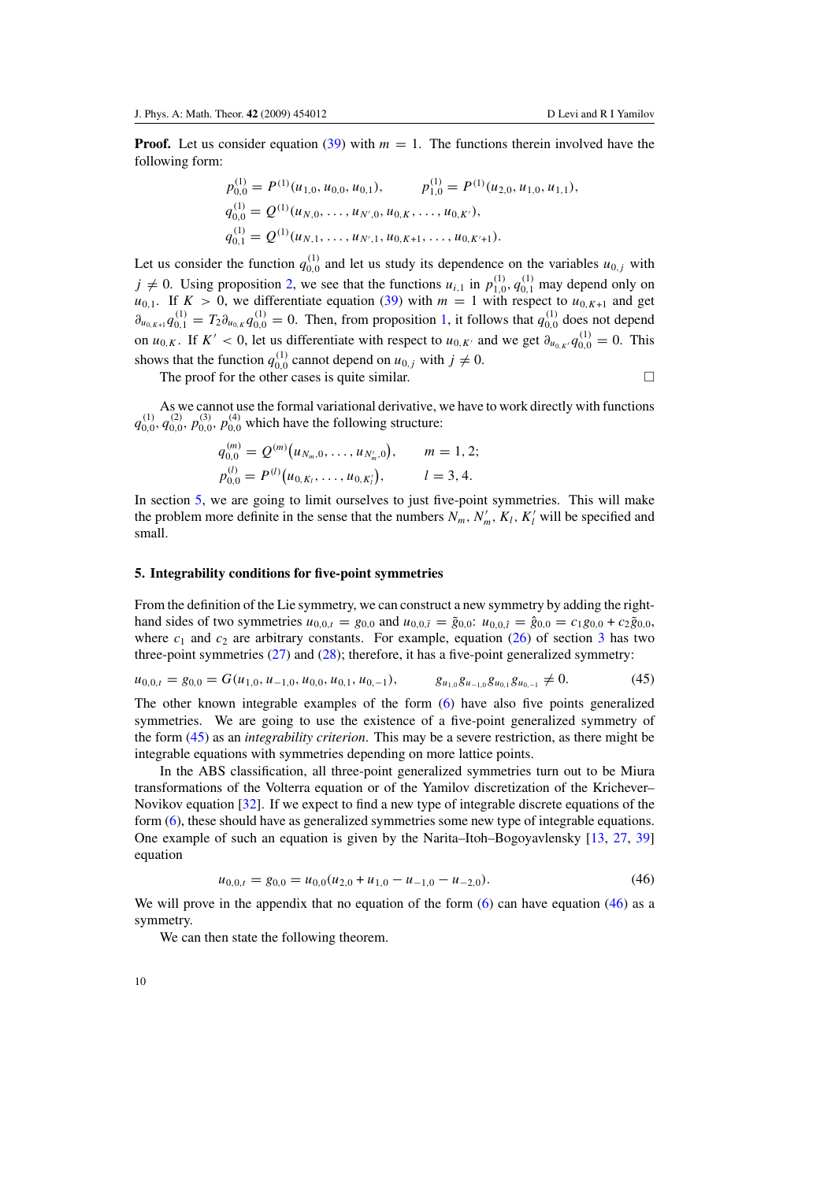**Proof.** Let us consider equation (39) with $m = 1$. The functions therein involved have the following form:

$$p_{0,0}^{(1)} = P^{(1)}(u_{1,0}, u_{0,0}, u_{0,1}), \qquad p_{1,0}^{(1)} = P^{(1)}(u_{2,0}, u_{1,0}, u_{1,1}),$$
$$q_{0,0}^{(1)} = Q^{(1)}(u_{N,0}, \ldots, u_{N',0}, u_{0,K}, \ldots, u_{0,K'}),$$
$$q_{0,1}^{(1)} = Q^{(1)}(u_{N,1}, \ldots, u_{N',1}, u_{0,K+1}, \ldots, u_{0,K'+1}).$$

Let us consider the function $q_{0,0}^{(1)}$ and let us study its dependence on the variables $u_{0,j}$ with $j \neq 0$. Using proposition 2, we see that the functions $u_{i,1}$ in $p_{1,0}^{(1)}, q_{0,1}^{(1)}$ may depend only on $u_{0,1}$. If $K > 0$, we differentiate equation (39) with $m = 1$ with respect to $u_{0,K+1}$ and get $\partial_{u_{0,K+1}} q_{0,1}^{(1)} = T_2 \partial_{u_{0,K}} q_{0,0}^{(1)} = 0$. Then, from proposition 1, it follows that $q_{0,0}^{(1)}$ does not depend on $u_{0,K}$. If $K' < 0$, let us differentiate with respect to $u_{0,K'}$ and we get $\partial_{u_{0,K'}} q_{0,0}^{(1)} = 0$. This shows that the function $q_{0,0}^{(1)}$ cannot depend on $u_{0,j}$ with $j \neq 0$.

The proof for the other cases is quite similar. □

As we cannot use the formal variational derivative, we have to work directly with functions $q_{0,0}^{(1)}, q_{0,0}^{(2)}, p_{0,0}^{(3)}, p_{0,0}^{(4)}$ which have the following structure:

$$q_{0,0}^{(m)} = Q^{(m)}\big(u_{N_m,0}, \ldots, u_{N'_m,0}\big), \qquad m = 1, 2;$$
$$p_{0,0}^{(l)} = P^{(l)}\big(u_{0,K_l}, \ldots, u_{0,K'_l}\big), \qquad l = 3, 4.$$

In section 5, we are going to limit ourselves to just five-point symmetries. This will make the problem more definite in the sense that the numbers $N_m, N'_m, K_l, K'_l$ will be specified and small.

## 5. Integrability conditions for five-point symmetries

From the definition of the Lie symmetry, we can construct a new symmetry by adding the right-hand sides of two symmetries $u_{0,0,t} = g_{0,0}$ and $u_{0,0,\tilde{t}} = \tilde{g}_{0,0}$: $u_{0,0,\hat{t}} = \hat{g}_{0,0} = c_1 g_{0,0} + c_2 \tilde{g}_{0,0}$, where $c_1$ and $c_2$ are arbitrary constants. For example, equation (26) of section 3 has two three-point symmetries (27) and (28); therefore, it has a five-point generalized symmetry:

$$u_{0,0,t} = g_{0,0} = G(u_{1,0}, u_{-1,0}, u_{0,0}, u_{0,1}, u_{0,-1}), \qquad g_{u_{1,0}} g_{u_{-1,0}} g_{u_{0,1}} g_{u_{0,-1}} \neq 0. \tag{45}$$

The other known integrable examples of the form (6) have also five points generalized symmetries. We are going to use the existence of a five-point generalized symmetry of the form (45) as an *integrability criterion*. This may be a severe restriction, as there might be integrable equations with symmetries depending on more lattice points.

In the ABS classification, all three-point generalized symmetries turn out to be Miura transformations of the Volterra equation or of the Yamilov discretization of the Krichever–Novikov equation [32]. If we expect to find a new type of integrable discrete equations of the form (6), these should have as generalized symmetries some new type of integrable equations. One example of such an equation is given by the Narita–Itoh–Bogoyavlensky [13, 27, 39] equation

$$u_{0,0,t} = g_{0,0} = u_{0,0}(u_{2,0} + u_{1,0} - u_{-1,0} - u_{-2,0}). \tag{46}$$

We will prove in the appendix that no equation of the form (6) can have equation (46) as a symmetry.

We can then state the following theorem.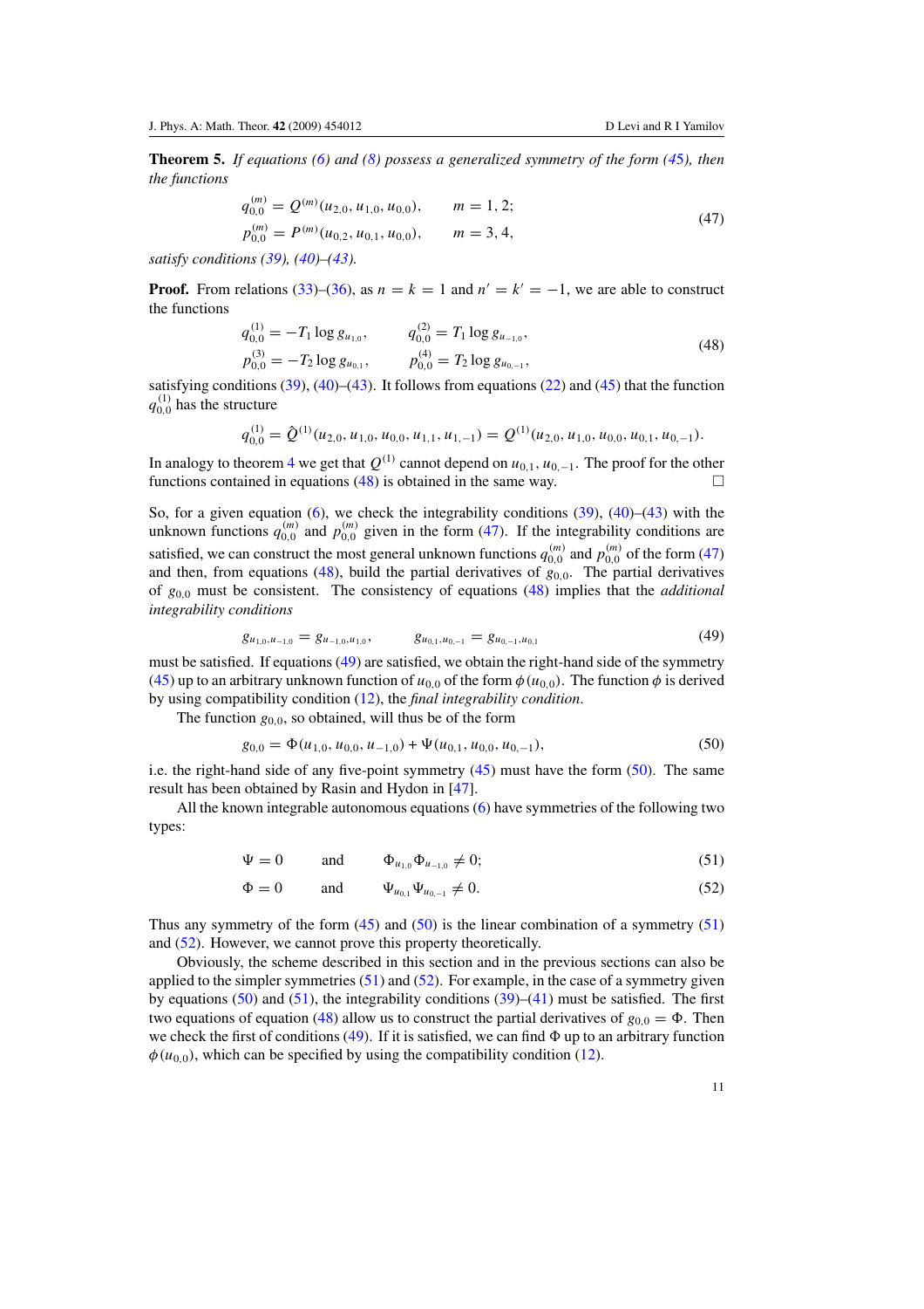**Theorem 5.** *If equations (6) and (8) possess a generalized symmetry of the form (45), then the functions*

$$
\begin{aligned}
q_{0,0}^{(m)} &= Q^{(m)}(u_{2,0}, u_{1,0}, u_{0,0}), \qquad m = 1, 2; \\
p_{0,0}^{(m)} &= P^{(m)}(u_{0,2}, u_{0,1}, u_{0,0}), \qquad m = 3, 4,
\end{aligned} \tag{47}
$$

*satisfy conditions (39), (40)–(43).*

**Proof.** From relations (33)–(36), as $n = k = 1$ and $n' = k' = -1$, we are able to construct the functions

$$
\begin{aligned}
q_{0,0}^{(1)} &= -T_1 \log g_{u_{1,0}}, \qquad & q_{0,0}^{(2)} &= T_1 \log g_{u_{-1,0}}, \\
p_{0,0}^{(3)} &= -T_2 \log g_{u_{0,1}}, \qquad & p_{0,0}^{(4)} &= T_2 \log g_{u_{0,-1}},
\end{aligned} \tag{48}
$$

satisfying conditions (39), (40)–(43). It follows from equations (22) and (45) that the function $q_{0,0}^{(1)}$ has the structure

$$
q_{0,0}^{(1)} = \hat{Q}^{(1)}(u_{2,0}, u_{1,0}, u_{0,0}, u_{1,1}, u_{1,-1}) = Q^{(1)}(u_{2,0}, u_{1,0}, u_{0,0}, u_{0,1}, u_{0,-1}).
$$

In analogy to theorem 4 we get that $Q^{(1)}$ cannot depend on $u_{0,1}, u_{0,-1}$. The proof for the other functions contained in equations (48) is obtained in the same way. □

So, for a given equation (6), we check the integrability conditions (39), (40)–(43) with the unknown functions $q_{0,0}^{(m)}$ and $p_{0,0}^{(m)}$ given in the form (47). If the integrability conditions are satisfied, we can construct the most general unknown functions $q_{0,0}^{(m)}$ and $p_{0,0}^{(m)}$ of the form (47) and then, from equations (48), build the partial derivatives of $g_{0,0}$. The partial derivatives of $g_{0,0}$ must be consistent. The consistency of equations (48) implies that the *additional integrability conditions*

$$
g_{u_{1,0},u_{-1,0}} = g_{u_{-1,0},u_{1,0}}, \qquad g_{u_{0,1},u_{0,-1}} = g_{u_{0,-1},u_{0,1}} \tag{49}
$$

must be satisfied. If equations (49) are satisfied, we obtain the right-hand side of the symmetry (45) up to an arbitrary unknown function of $u_{0,0}$ of the form $\phi(u_{0,0})$. The function $\phi$ is derived by using compatibility condition (12), the *final integrability condition*.

The function $g_{0,0}$, so obtained, will thus be of the form

$$
g_{0,0} = \Phi(u_{1,0}, u_{0,0}, u_{-1,0}) + \Psi(u_{0,1}, u_{0,0}, u_{0,-1}), \tag{50}
$$

i.e. the right-hand side of any five-point symmetry (45) must have the form (50). The same result has been obtained by Rasin and Hydon in [47].

All the known integrable autonomous equations (6) have symmetries of the following two types:

$$
\Psi = 0 \qquad \text{and} \qquad \Phi_{u_{1,0}} \Phi_{u_{-1,0}} \neq 0; \tag{51}
$$

$$
\Phi = 0 \qquad \text{and} \qquad \Psi_{u_{0,1}} \Psi_{u_{0,-1}} \neq 0. \tag{52}
$$

Thus any symmetry of the form (45) and (50) is the linear combination of a symmetry (51) and (52). However, we cannot prove this property theoretically.

Obviously, the scheme described in this section and in the previous sections can also be applied to the simpler symmetries (51) and (52). For example, in the case of a symmetry given by equations (50) and (51), the integrability conditions (39)–(41) must be satisfied. The first two equations of equation (48) allow us to construct the partial derivatives of $g_{0,0} = \Phi$. Then we check the first of conditions (49). If it is satisfied, we can find $\Phi$ up to an arbitrary function $\phi(u_{0,0})$, which can be specified by using the compatibility condition (12).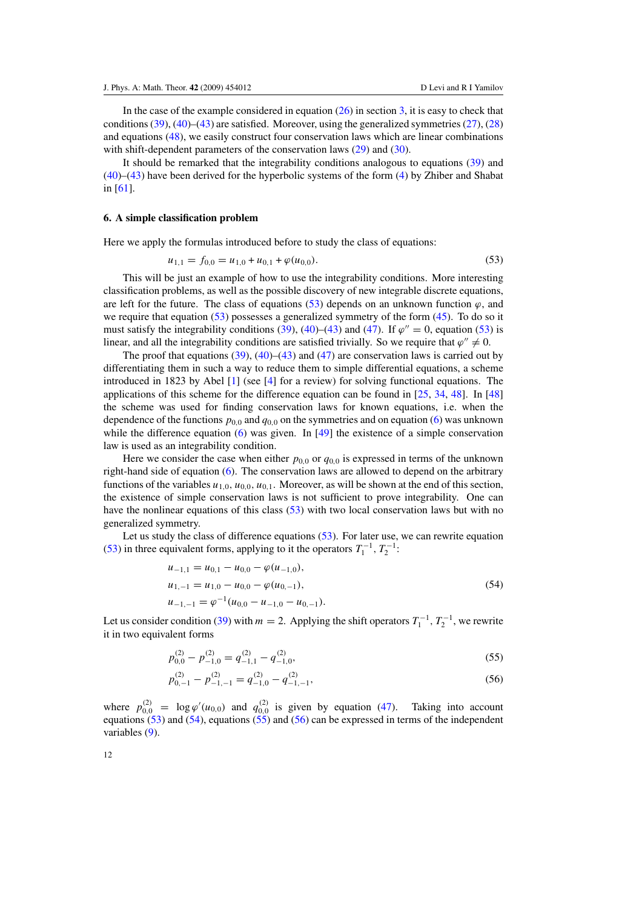In the case of the example considered in equation (26) in section 3, it is easy to check that conditions (39), (40)–(43) are satisfied. Moreover, using the generalized symmetries (27), (28) and equations (48), we easily construct four conservation laws which are linear combinations with shift-dependent parameters of the conservation laws (29) and (30).

It should be remarked that the integrability conditions analogous to equations (39) and (40)–(43) have been derived for the hyperbolic systems of the form (4) by Zhiber and Shabat in [61].

## 6. A simple classification problem

Here we apply the formulas introduced before to study the class of equations:

$$u_{1,1} = f_{0,0} = u_{1,0} + u_{0,1} + \varphi(u_{0,0}). \tag{53}$$

This will be just an example of how to use the integrability conditions. More interesting classification problems, as well as the possible discovery of new integrable discrete equations, are left for the future. The class of equations (53) depends on an unknown function $\varphi$, and we require that equation (53) possesses a generalized symmetry of the form (45). To do so it must satisfy the integrability conditions (39), (40)–(43) and (47). If $\varphi'' = 0$, equation (53) is linear, and all the integrability conditions are satisfied trivially. So we require that $\varphi'' \neq 0$.

The proof that equations (39), (40)–(43) and (47) are conservation laws is carried out by differentiating them in such a way to reduce them to simple differential equations, a scheme introduced in 1823 by Abel [1] (see [4] for a review) for solving functional equations. The applications of this scheme for the difference equation can be found in [25, 34, 48]. In [48] the scheme was used for finding conservation laws for known equations, i.e. when the dependence of the functions $p_{0,0}$ and $q_{0,0}$ on the symmetries and on equation (6) was unknown while the difference equation (6) was given. In [49] the existence of a simple conservation law is used as an integrability condition.

Here we consider the case when either $p_{0,0}$ or $q_{0,0}$ is expressed in terms of the unknown right-hand side of equation (6). The conservation laws are allowed to depend on the arbitrary functions of the variables $u_{1,0}, u_{0,0}, u_{0,1}$. Moreover, as will be shown at the end of this section, the existence of simple conservation laws is not sufficient to prove integrability. One can have the nonlinear equations of this class (53) with two local conservation laws but with no generalized symmetry.

Let us study the class of difference equations (53). For later use, we can rewrite equation (53) in three equivalent forms, applying to it the operators $T_1^{-1}, T_2^{-1}$:

$$\begin{aligned}
u_{-1,1} &= u_{0,1} - u_{0,0} - \varphi(u_{-1,0}), \\
u_{1,-1} &= u_{1,0} - u_{0,0} - \varphi(u_{0,-1}), \\
u_{-1,-1} &= \varphi^{-1}(u_{0,0} - u_{-1,0} - u_{0,-1}).
\end{aligned} \tag{54}$$

Let us consider condition (39) with $m = 2$. Applying the shift operators $T_1^{-1}, T_2^{-1}$, we rewrite it in two equivalent forms

$$p_{0,0}^{(2)} - p_{-1,0}^{(2)} = q_{-1,1}^{(2)} - q_{-1,0}^{(2)}, \tag{55}$$

$$p_{0,-1}^{(2)} - p_{-1,-1}^{(2)} = q_{-1,0}^{(2)} - q_{-1,-1}^{(2)}, \tag{56}$$

where $p_{0,0}^{(2)} = \log \varphi'(u_{0,0})$ and $q_{0,0}^{(2)}$ is given by equation (47). Taking into account equations (53) and (54), equations (55) and (56) can be expressed in terms of the independent variables (9).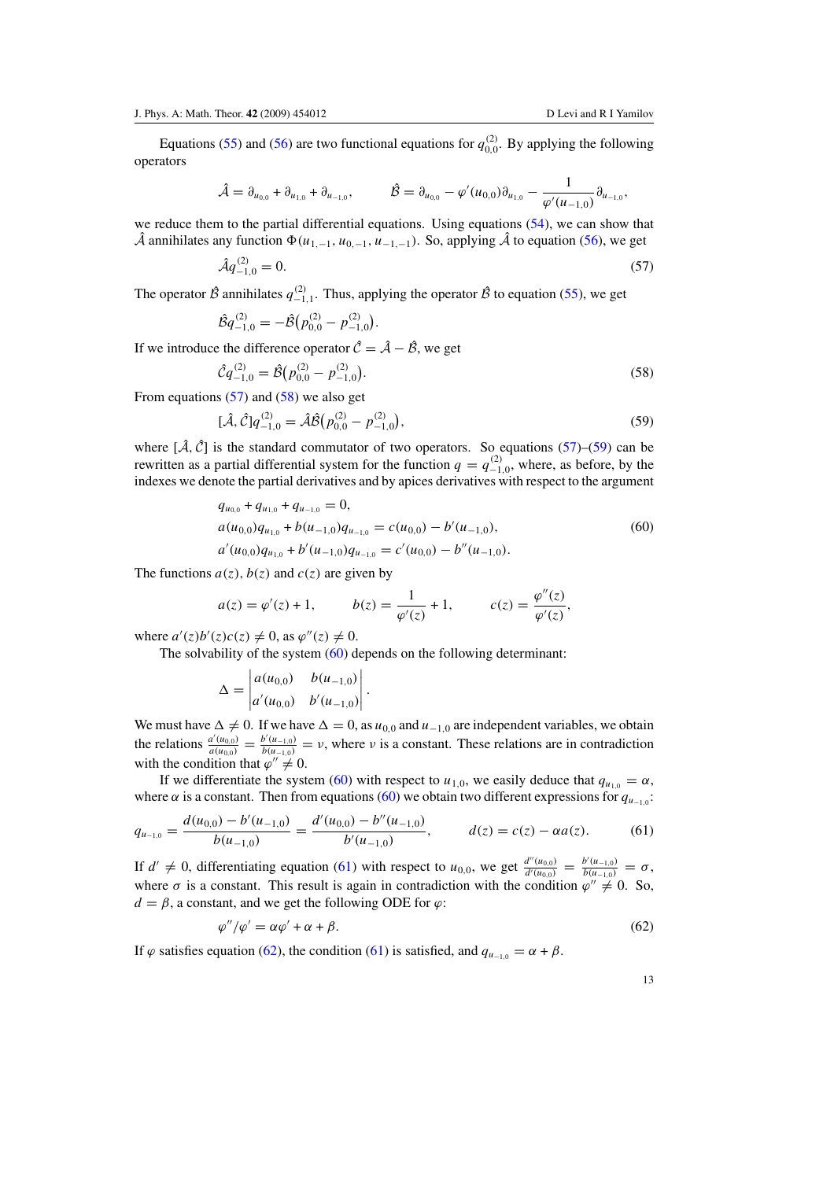Equations (55) and (56) are two functional equations for $q^{(2)}_{0,0}$. By applying the following operators

$$\hat{\mathcal{A}} = \partial_{u_{0,0}} + \partial_{u_{1,0}} + \partial_{u_{-1,0}}, \qquad \hat{\mathcal{B}} = \partial_{u_{0,0}} - \varphi'(u_{0,0})\partial_{u_{1,0}} - \frac{1}{\varphi'(u_{-1,0})}\partial_{u_{-1,0}},$$

we reduce them to the partial differential equations. Using equations (54), we can show that $\hat{\mathcal{A}}$ annihilates any function $\Phi(u_{1,-1}, u_{0,-1}, u_{-1,-1})$. So, applying $\hat{\mathcal{A}}$ to equation (56), we get

$$\hat{\mathcal{A}} q^{(2)}_{-1,0} = 0. \tag{57}$$

The operator $\hat{\mathcal{B}}$ annihilates $q^{(2)}_{-1,1}$. Thus, applying the operator $\hat{\mathcal{B}}$ to equation (55), we get

$$\hat{\mathcal{B}} q^{(2)}_{-1,0} = -\hat{\mathcal{B}}\big(p^{(2)}_{0,0} - p^{(2)}_{-1,0}\big).$$

If we introduce the difference operator $\hat{\mathcal{C}} = \hat{\mathcal{A}} - \hat{\mathcal{B}}$, we get

$$\hat{\mathcal{C}} q^{(2)}_{-1,0} = \hat{\mathcal{B}}\big(p^{(2)}_{0,0} - p^{(2)}_{-1,0}\big). \tag{58}$$

From equations (57) and (58) we also get

$$[\hat{\mathcal{A}}, \hat{\mathcal{C}}] q^{(2)}_{-1,0} = \hat{\mathcal{A}}\hat{\mathcal{B}}\big(p^{(2)}_{0,0} - p^{(2)}_{-1,0}\big), \tag{59}$$

where $[\hat{\mathcal{A}}, \hat{\mathcal{C}}]$ is the standard commutator of two operators. So equations (57)–(59) can be rewritten as a partial differential system for the function $q = q^{(2)}_{-1,0}$, where, as before, by the indexes we denote the partial derivatives and by apices derivatives with respect to the argument

$$\begin{aligned}
&q_{u_{0,0}} + q_{u_{1,0}} + q_{u_{-1,0}} = 0,\\
&a(u_{0,0})q_{u_{1,0}} + b(u_{-1,0})q_{u_{-1,0}} = c(u_{0,0}) - b'(u_{-1,0}),\\
&a'(u_{0,0})q_{u_{1,0}} + b'(u_{-1,0})q_{u_{-1,0}} = c'(u_{0,0}) - b''(u_{-1,0}).
\end{aligned} \tag{60}$$

The functions $a(z)$, $b(z)$ and $c(z)$ are given by

$$a(z) = \varphi'(z) + 1, \qquad b(z) = \frac{1}{\varphi'(z)} + 1, \qquad c(z) = \frac{\varphi''(z)}{\varphi'(z)},$$

where $a'(z)b'(z)c(z) \neq 0$, as $\varphi''(z) \neq 0$.

The solvability of the system (60) depends on the following determinant:

$$\Delta = \begin{vmatrix} a(u_{0,0}) & b(u_{-1,0}) \\ a'(u_{0,0}) & b'(u_{-1,0}) \end{vmatrix}.$$

We must have $\Delta \neq 0$. If we have $\Delta = 0$, as $u_{0,0}$ and $u_{-1,0}$ are independent variables, we obtain the relations $\frac{a'(u_{0,0})}{a(u_{0,0})} = \frac{b'(u_{-1,0})}{b(u_{-1,0})} = \nu$, where $\nu$ is a constant. These relations are in contradiction with the condition that $\varphi'' \neq 0$.

If we differentiate the system (60) with respect to $u_{1,0}$, we easily deduce that $q_{u_{1,0}} = \alpha$, where $\alpha$ is a constant. Then from equations (60) we obtain two different expressions for $q_{u_{-1,0}}$:

$$q_{u_{-1,0}} = \frac{d(u_{0,0}) - b'(u_{-1,0})}{b(u_{-1,0})} = \frac{d'(u_{0,0}) - b''(u_{-1,0})}{b'(u_{-1,0})}, \qquad d(z) = c(z) - \alpha a(z). \tag{61}$$

If $d' \neq 0$, differentiating equation (61) with respect to $u_{0,0}$, we get $\frac{d''(u_{0,0})}{d'(u_{0,0})} = \frac{b'(u_{-1,0})}{b(u_{-1,0})} = \sigma$, where $\sigma$ is a constant. This result is again in contradiction with the condition $\varphi'' \neq 0$. So, $d = \beta$, a constant, and we get the following ODE for $\varphi$:

$$\varphi''/\varphi' = \alpha\varphi' + \alpha + \beta. \tag{62}$$

If $\varphi$ satisfies equation (62), the condition (61) is satisfied, and $q_{u_{-1,0}} = \alpha + \beta$.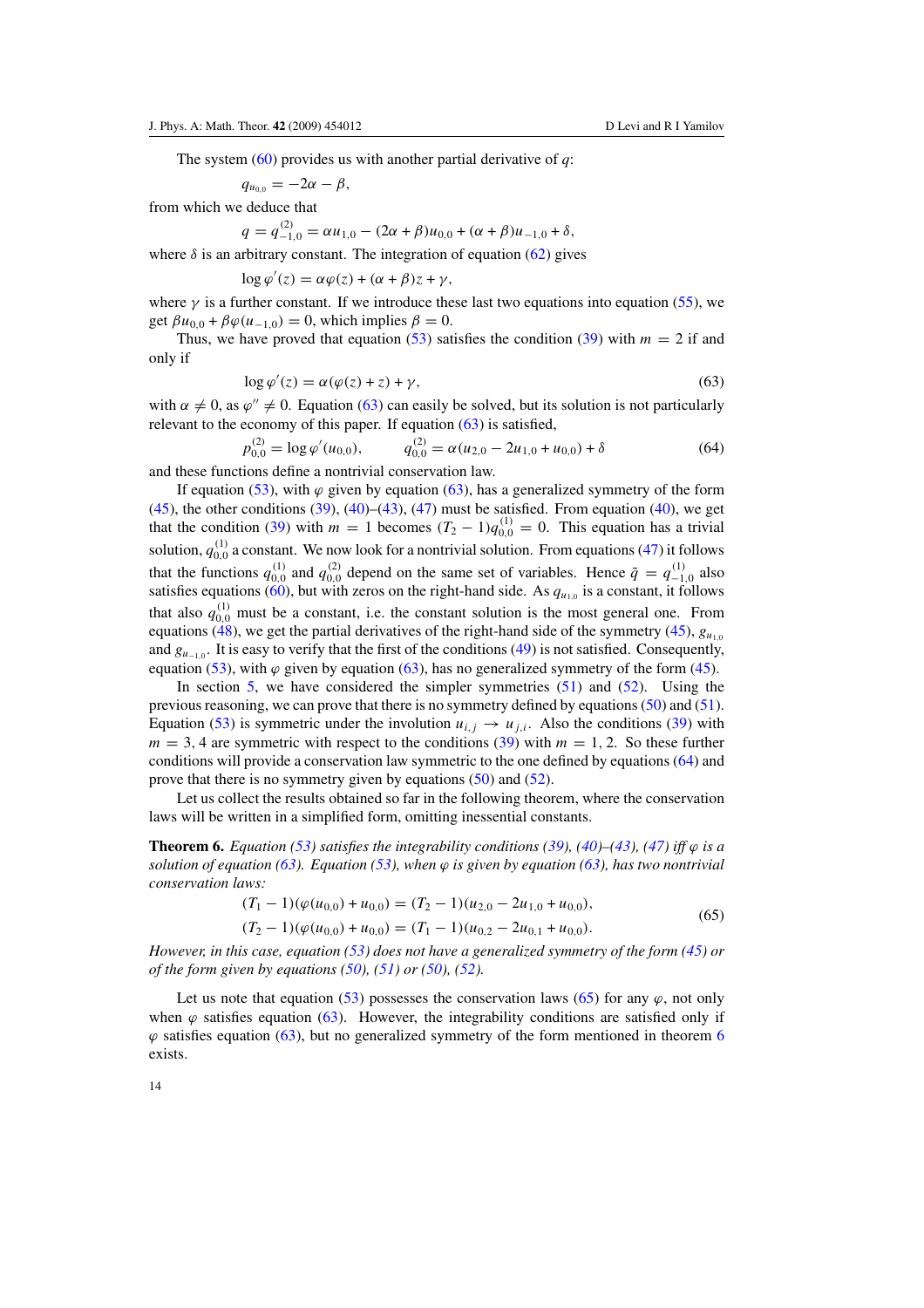The system (60) provides us with another partial derivative of $q$:

$$q_{u_{0,0}} = -2\alpha - \beta,$$

from which we deduce that

$$q = q^{(2)}_{-1,0} = \alpha u_{1,0} - (2\alpha + \beta)u_{0,0} + (\alpha + \beta)u_{-1,0} + \delta,$$

where $\delta$ is an arbitrary constant. The integration of equation (62) gives

$$\log \varphi'(z) = \alpha\varphi(z) + (\alpha + \beta)z + \gamma,$$

where $\gamma$ is a further constant. If we introduce these last two equations into equation (55), we get $\beta u_{0,0} + \beta\varphi(u_{-1,0}) = 0$, which implies $\beta = 0$.

Thus, we have proved that equation (53) satisfies the condition (39) with $m = 2$ if and only if

$$\log \varphi'(z) = \alpha(\varphi(z) + z) + \gamma, \tag{63}$$

with $\alpha \neq 0$, as $\varphi'' \neq 0$. Equation (63) can easily be solved, but its solution is not particularly relevant to the economy of this paper. If equation (63) is satisfied,

$$p^{(2)}_{0,0} = \log \varphi'(u_{0,0}), \qquad q^{(2)}_{0,0} = \alpha(u_{2,0} - 2u_{1,0} + u_{0,0}) + \delta \tag{64}$$

and these functions define a nontrivial conservation law.

If equation (53), with $\varphi$ given by equation (63), has a generalized symmetry of the form (45), the other conditions (39), (40)–(43), (47) must be satisfied. From equation (40), we get that the condition (39) with $m = 1$ becomes $(T_2 - 1)q^{(1)}_{0,0} = 0$. This equation has a trivial solution, $q^{(1)}_{0,0}$ a constant. We now look for a nontrivial solution. From equations (47) it follows that the functions $q^{(1)}_{0,0}$ and $q^{(2)}_{0,0}$ depend on the same set of variables. Hence $\tilde{q} = q^{(1)}_{-1,0}$ also satisfies equations (60), but with zeros on the right-hand side. As $q_{u_{1,0}}$ is a constant, it follows that also $q^{(1)}_{0,0}$ must be a constant, i.e. the constant solution is the most general one. From equations (48), we get the partial derivatives of the right-hand side of the symmetry (45), $g_{u_{1,0}}$ and $g_{u_{-1,0}}$. It is easy to verify that the first of the conditions (49) is not satisfied. Consequently, equation (53), with $\varphi$ given by equation (63), has no generalized symmetry of the form (45).

In section 5, we have considered the simpler symmetries (51) and (52). Using the previous reasoning, we can prove that there is no symmetry defined by equations (50) and (51). Equation (53) is symmetric under the involution $u_{i,j} \to u_{j,i}$. Also the conditions (39) with $m = 3, 4$ are symmetric with respect to the conditions (39) with $m = 1, 2$. So these further conditions will provide a conservation law symmetric to the one defined by equations (64) and prove that there is no symmetry given by equations (50) and (52).

Let us collect the results obtained so far in the following theorem, where the conservation laws will be written in a simplified form, omitting inessential constants.

**Theorem 6.** *Equation (53) satisfies the integrability conditions (39), (40)–(43), (47) iff $\varphi$ is a solution of equation (63). Equation (53), when $\varphi$ is given by equation (63), has two nontrivial conservation laws:*

$$\begin{aligned}
(T_1 - 1)(\varphi(u_{0,0}) + u_{0,0}) &= (T_2 - 1)(u_{2,0} - 2u_{1,0} + u_{0,0}), \\
(T_2 - 1)(\varphi(u_{0,0}) + u_{0,0}) &= (T_1 - 1)(u_{0,2} - 2u_{0,1} + u_{0,0}).
\end{aligned} \tag{65}$$

*However, in this case, equation (53) does not have a generalized symmetry of the form (45) or of the form given by equations (50), (51) or (50), (52).*

Let us note that equation (53) possesses the conservation laws (65) for any $\varphi$, not only when $\varphi$ satisfies equation (63). However, the integrability conditions are satisfied only if $\varphi$ satisfies equation (63), but no generalized symmetry of the form mentioned in theorem 6 exists.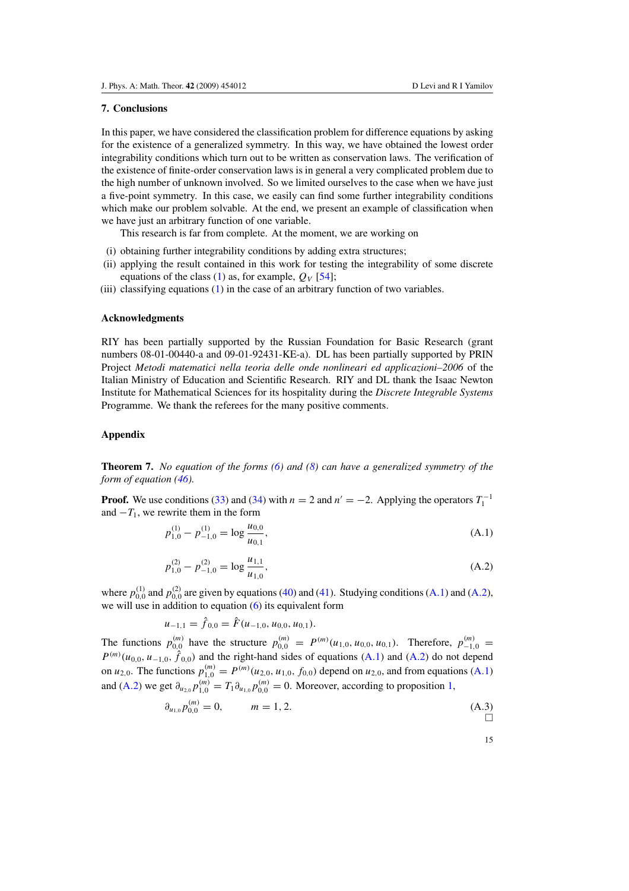## 7. Conclusions

In this paper, we have considered the classification problem for difference equations by asking for the existence of a generalized symmetry. In this way, we have obtained the lowest order integrability conditions which turn out to be written as conservation laws. The verification of the existence of finite-order conservation laws is in general a very complicated problem due to the high number of unknown involved. So we limited ourselves to the case when we have just a five-point symmetry. In this case, we easily can find some further integrability conditions which make our problem solvable. At the end, we present an example of classification when we have just an arbitrary function of one variable.

This research is far from complete. At the moment, we are working on

- (i) obtaining further integrability conditions by adding extra structures;
- (ii) applying the result contained in this work for testing the integrability of some discrete equations of the class (1) as, for example, $Q_V$ [54];
- (iii) classifying equations (1) in the case of an arbitrary function of two variables.

## Acknowledgments

RIY has been partially supported by the Russian Foundation for Basic Research (grant numbers 08-01-00440-a and 09-01-92431-KE-a). DL has been partially supported by PRIN Project *Metodi matematici nella teoria delle onde nonlineari ed applicazioni–2006* of the Italian Ministry of Education and Scientific Research. RIY and DL thank the Isaac Newton Institute for Mathematical Sciences for its hospitality during the *Discrete Integrable Systems* Programme. We thank the referees for the many positive comments.

## Appendix

**Theorem 7.** *No equation of the forms (6) and (8) can have a generalized symmetry of the form of equation (46).*

**Proof.** We use conditions (33) and (34) with $n = 2$ and $n' = -2$. Applying the operators $T_1^{-1}$ and $-T_1$, we rewrite them in the form

$$p_{1,0}^{(1)} - p_{-1,0}^{(1)} = \log \frac{u_{0,0}}{u_{0,1}}, \tag{A.1}$$

$$p_{1,0}^{(2)} - p_{-1,0}^{(2)} = \log \frac{u_{1,1}}{u_{1,0}}, \tag{A.2}$$

where $p_{0,0}^{(1)}$ and $p_{0,0}^{(2)}$ are given by equations (40) and (41). Studying conditions (A.1) and (A.2), we will use in addition to equation (6) its equivalent form

$$u_{-1,1} = \hat{f}_{0,0} = \hat{F}(u_{-1,0}, u_{0,0}, u_{0,1}).$$

The functions $p_{0,0}^{(m)}$ have the structure $p_{0,0}^{(m)} = P^{(m)}(u_{1,0}, u_{0,0}, u_{0,1})$. Therefore, $p_{-1,0}^{(m)} = P^{(m)}(u_{0,0}, u_{-1,0}, \hat{f}_{0,0})$ and the right-hand sides of equations (A.1) and (A.2) do not depend on $u_{2,0}$. The functions $p_{1,0}^{(m)} = P^{(m)}(u_{2,0}, u_{1,0}, f_{0,0})$ depend on $u_{2,0}$, and from equations (A.1) and (A.2) we get $\partial_{u_{2,0}} p_{1,0}^{(m)} = T_1 \partial_{u_{1,0}} p_{0,0}^{(m)} = 0$. Moreover, according to proposition 1,

$$\partial_{u_{1,0}} p_{0,0}^{(m)} = 0, \qquad m = 1, 2. \tag{A.3}$$

□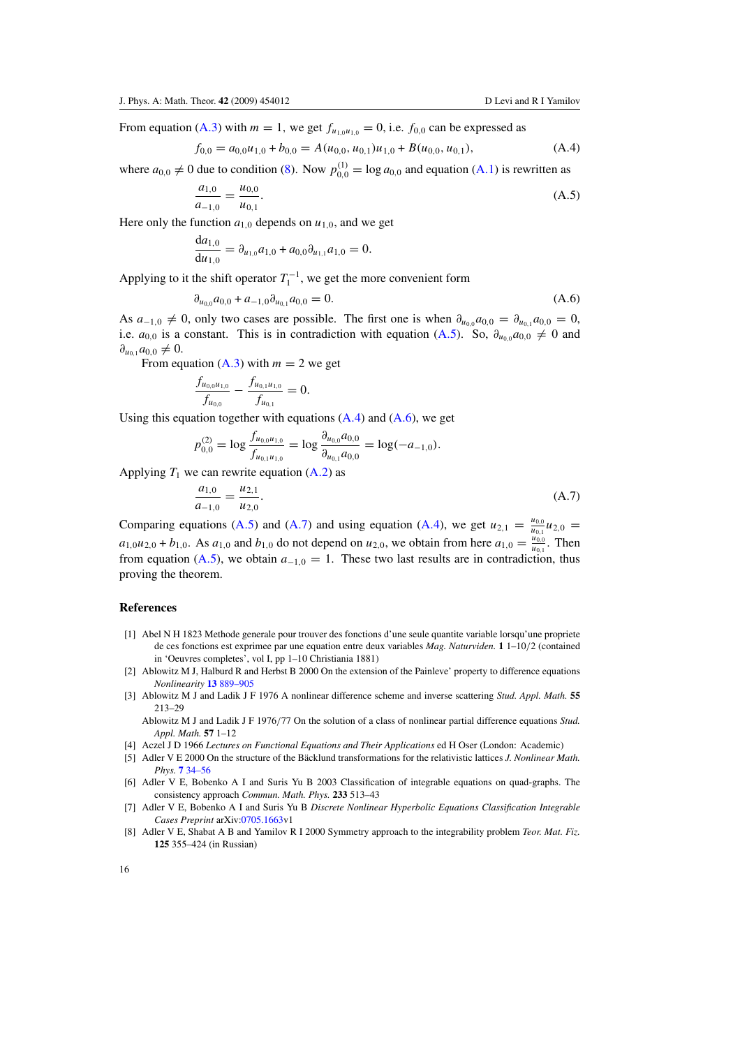From equation (A.3) with $m = 1$, we get $f_{u_{1,0}u_{1,0}} = 0$, i.e. $f_{0,0}$ can be expressed as

$$f_{0,0} = a_{0,0}u_{1,0} + b_{0,0} = A(u_{0,0}, u_{0,1})u_{1,0} + B(u_{0,0}, u_{0,1}), \tag{A.4}$$

where $a_{0,0} \neq 0$ due to condition (8). Now $p^{(1)}_{0,0} = \log a_{0,0}$ and equation (A.1) is rewritten as

$$\frac{a_{1,0}}{a_{-1,0}} = \frac{u_{0,0}}{u_{0,1}}. \tag{A.5}$$

Here only the function $a_{1,0}$ depends on $u_{1,0}$, and we get

$$\frac{\mathrm{d}a_{1,0}}{\mathrm{d}u_{1,0}} = \partial_{u_{1,0}}a_{1,0} + a_{0,0}\partial_{u_{1,1}}a_{1,0} = 0.$$

Applying to it the shift operator $T_1^{-1}$, we get the more convenient form

$$\partial_{u_{0,0}}a_{0,0} + a_{-1,0}\partial_{u_{0,1}}a_{0,0} = 0. \tag{A.6}$$

As $a_{-1,0} \neq 0$, only two cases are possible. The first one is when $\partial_{u_{0,0}}a_{0,0} = \partial_{u_{0,1}}a_{0,0} = 0$, i.e. $a_{0,0}$ is a constant. This is in contradiction with equation (A.5). So, $\partial_{u_{0,0}}a_{0,0} \neq 0$ and $\partial_{u_{0,1}}a_{0,0} \neq 0$.

From equation (A.3) with $m = 2$ we get

$$\frac{f_{u_{0,0}u_{1,0}}}{f_{u_{0,0}}} - \frac{f_{u_{0,1}u_{1,0}}}{f_{u_{0,1}}} = 0.$$

Using this equation together with equations (A.4) and (A.6), we get

$$p^{(2)}_{0,0} = \log\frac{f_{u_{0,0}u_{1,0}}}{f_{u_{0,1}u_{1,0}}} = \log\frac{\partial_{u_{0,0}}a_{0,0}}{\partial_{u_{0,1}}a_{0,0}} = \log(-a_{-1,0}).$$

Applying $T_1$ we can rewrite equation (A.2) as

$$\frac{a_{1,0}}{a_{-1,0}} = \frac{u_{2,1}}{u_{2,0}}. \tag{A.7}$$

Comparing equations (A.5) and (A.7) and using equation (A.4), we get $u_{2,1} = \frac{u_{0,0}}{u_{0,1}}u_{2,0} = a_{1,0}u_{2,0} + b_{1,0}$. As $a_{1,0}$ and $b_{1,0}$ do not depend on $u_{2,0}$, we obtain from here $a_{1,0} = \frac{u_{0,0}}{u_{0,1}}$. Then from equation (A.5), we obtain $a_{-1,0} = 1$. These two last results are in contradiction, thus proving the theorem.

## References

[1] Abel N H 1823 Methode generale pour trouver des fonctions d'une seule quantite variable lorsqu'une propriete de ces fonctions est exprimee par une equation entre deux variables *Mag. Naturviden.* **1** 1–10/2 (contained in 'Oeuvres completes', vol I, pp 1–10 Christiania 1881)

[2] Ablowitz M J, Halburd R and Herbst B 2000 On the extension of the Painleve' property to difference equations *Nonlinearity* **13** 889–905

[3] Ablowitz M J and Ladik J F 1976 A nonlinear difference scheme and inverse scattering *Stud. Appl. Math.* **55** 213–29

Ablowitz M J and Ladik J F 1976/77 On the solution of a class of nonlinear partial difference equations *Stud. Appl. Math.* **57** 1–12

[4] Aczel J D 1966 *Lectures on Functional Equations and Their Applications* ed H Oser (London: Academic)

[5] Adler V E 2000 On the structure of the Bäcklund transformations for the relativistic lattices *J. Nonlinear Math. Phys.* **7** 34–56

[6] Adler V E, Bobenko A I and Suris Yu B 2003 Classification of integrable equations on quad-graphs. The consistency approach *Commun. Math. Phys.* **233** 513–43

[7] Adler V E, Bobenko A I and Suris Yu B *Discrete Nonlinear Hyperbolic Equations Classification Integrable Cases Preprint* arXiv:0705.1663v1

[8] Adler V E, Shabat A B and Yamilov R I 2000 Symmetry approach to the integrability problem *Teor. Mat. Fiz.* **125** 355–424 (in Russian)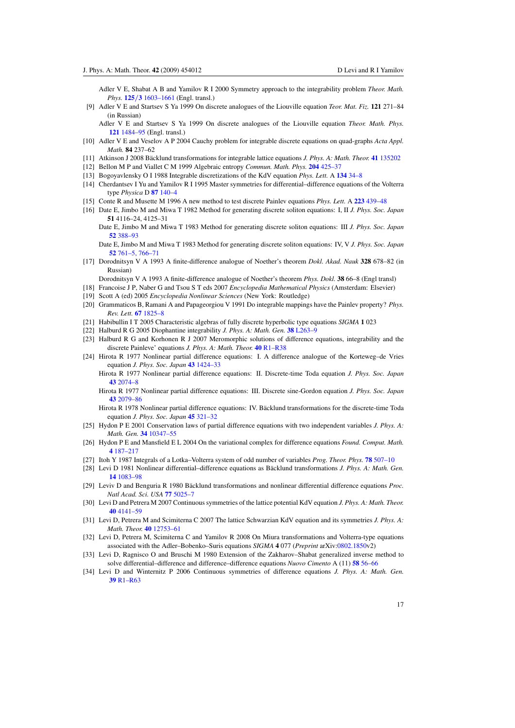Adler V E, Shabat A B and Yamilov R I 2000 Symmetry approach to the integrability problem *Theor. Math. Phys.* **125/3** 1603–1661 (Engl. transl.)

[9] Adler V E and Startsev S Ya 1999 On discrete analogues of the Liouville equation *Teor. Mat. Fiz.* **121** 271–84 (in Russian)

Adler V E and Startsev S Ya 1999 On discrete analogues of the Liouville equation *Theor. Math. Phys.* **121** 1484–95 (Engl. transl.)

[10] Adler V E and Veselov A P 2004 Cauchy problem for integrable discrete equations on quad-graphs *Acta Appl. Math.* **84** 237–62

[11] Atkinson J 2008 Bäcklund transformations for integrable lattice equations *J. Phys. A: Math. Theor.* **41** 135202

[12] Bellon M P and Viallet C M 1999 Algebraic entropy *Commun. Math. Phys.* **204** 425–37

[13] Bogoyavlensky O I 1988 Integrable discretizations of the KdV equation *Phys. Lett.* A **134** 34–8

[14] Cherdantsev I Yu and Yamilov R I 1995 Master symmetries for differential–difference equations of the Volterra type *Physica* D **87** 140–4

[15] Conte R and Musette M 1996 A new method to test discrete Painlev equations *Phys. Lett.* A **223** 439–48

[16] Date E, Jimbo M and Miwa T 1982 Method for generating discrete soliton equations: I, II *J. Phys. Soc. Japan* **51** 4116–24, 4125–31

Date E, Jimbo M and Miwa T 1983 Method for generating discrete soliton equations: III *J. Phys. Soc. Japan* **52** 388–93

Date E, Jimbo M and Miwa T 1983 Method for generating discrete soliton equations: IV, V *J. Phys. Soc. Japan* **52** 761–5, 766–71

[17] Dorodnitsyn V A 1993 A finite-difference analogue of Noether's theorem *Dokl. Akad. Nauk* **328** 678–82 (in Russian)

Dorodnitsyn V A 1993 A finite-difference analogue of Noether's theorem *Phys. Dokl.* **38** 66–8 (Engl transl)

[18] Francoise J P, Naber G and Tsou S T eds 2007 *Encyclopedia Mathematical Physics* (Amsterdam: Elsevier)

[19] Scott A (ed) 2005 *Encyclopedia Nonlinear Sciences* (New York: Routledge)

[20] Grammaticos B, Ramani A and Papageorgiou V 1991 Do integrable mappings have the Painlev property? *Phys. Rev. Lett.* **67** 1825–8

[21] Habibullin I T 2005 Characteristic algebras of fully discrete hyperbolic type equations *SIGMA* **1** 023

[22] Halburd R G 2005 Diophantine integrability *J. Phys. A: Math. Gen.* **38** L263–9

[23] Halburd R G and Korhonen R J 2007 Meromorphic solutions of difference equations, integrability and the discrete Painleve' equations *J. Phys. A: Math. Theor.* **40** R1–R38

[24] Hirota R 1977 Nonlinear partial difference equations: I. A difference analogue of the Korteweg–de Vries equation *J. Phys. Soc. Japan* **43** 1424–33

Hirota R 1977 Nonlinear partial difference equations: II. Discrete-time Toda equation *J. Phys. Soc. Japan* **43** 2074–8

Hirota R 1977 Nonlinear partial difference equations: III. Discrete sine-Gordon equation *J. Phys. Soc. Japan* **43** 2079–86

Hirota R 1978 Nonlinear partial difference equations: IV. Bäcklund transformations for the discrete-time Toda equation *J. Phys. Soc. Japan* **45** 321–32

[25] Hydon P E 2001 Conservation laws of partial difference equations with two independent variables *J. Phys. A: Math. Gen.* **34** 10347–55

[26] Hydon P E and Mansfield E L 2004 On the variational complex for difference equations *Found. Comput. Math.* **4** 187–217

[27] Itoh Y 1987 Integrals of a Lotka–Volterra system of odd number of variables *Prog. Theor. Phys.* **78** 507–10

[28] Levi D 1981 Nonlinear differential–difference equations as Bäcklund transformations *J. Phys. A: Math. Gen.* **14** 1083–98

[29] Leviv D and Benguria R 1980 Bäcklund transformations and nonlinear differential difference equations *Proc. Natl Acad. Sci. USA* **77** 5025–7

[30] Levi D and Petrera M 2007 Continuous symmetries of the lattice potential KdV equation *J. Phys. A: Math. Theor.* **40** 4141–59

[31] Levi D, Petrera M and Scimiterna C 2007 The lattice Schwarzian KdV equation and its symmetries *J. Phys. A: Math. Theor.* **40** 12753–61

[32] Levi D, Petrera M, Scimiterna C and Yamilov R 2008 On Miura transformations and Volterra-type equations associated with the Adler–Bobenko–Suris equations *SIGMA* **4** 077 (*Preprint* arXiv:0802.1850v2)

[33] Levi D, Ragnisco O and Bruschi M 1980 Extension of the Zakharov–Shabat generalized inverse method to solve differential–difference and difference–difference equations *Nuovo Cimento* A (11) **58** 56–66

[34] Levi D and Winternitz P 2006 Continuous symmetries of difference equations *J. Phys. A: Math. Gen.* **39** R1–R63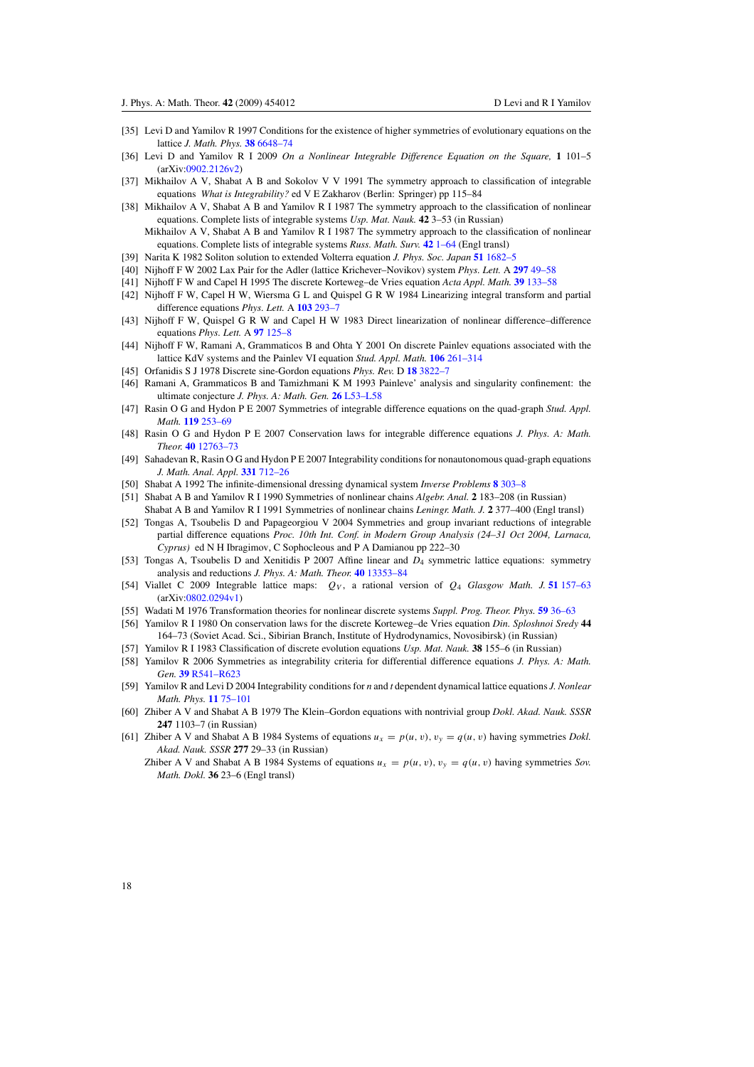[35] Levi D and Yamilov R 1997 Conditions for the existence of higher symmetries of evolutionary equations on the lattice *J. Math. Phys.* **38** 6648–74

[36] Levi D and Yamilov R I 2009 *On a Nonlinear Integrable Difference Equation on the Square,* **1** 101–5 (arXiv:0902.2126v2)

[37] Mikhailov A V, Shabat A B and Sokolov V V 1991 The symmetry approach to classification of integrable equations *What is Integrability?* ed V E Zakharov (Berlin: Springer) pp 115–84

[38] Mikhailov A V, Shabat A B and Yamilov R I 1987 The symmetry approach to the classification of nonlinear equations. Complete lists of integrable systems *Usp. Mat. Nauk.* **42** 3–53 (in Russian)
Mikhailov A V, Shabat A B and Yamilov R I 1987 The symmetry approach to the classification of nonlinear equations. Complete lists of integrable systems *Russ. Math. Surv.* **42** 1–64 (Engl transl)

[39] Narita K 1982 Soliton solution to extended Volterra equation *J. Phys. Soc. Japan* **51** 1682–5

[40] Nijhoff F W 2002 Lax Pair for the Adler (lattice Krichever–Novikov) system *Phys. Lett.* A **297** 49–58

[41] Nijhoff F W and Capel H 1995 The discrete Korteweg–de Vries equation *Acta Appl. Math.* **39** 133–58

[42] Nijhoff F W, Capel H W, Wiersma G L and Quispel G R W 1984 Linearizing integral transform and partial difference equations *Phys. Lett.* A **103** 293–7

[43] Nijhoff F W, Quispel G R W and Capel H W 1983 Direct linearization of nonlinear difference–difference equations *Phys. Lett.* A **97** 125–8

[44] Nijhoff F W, Ramani A, Grammaticos B and Ohta Y 2001 On discrete Painlev equations associated with the lattice KdV systems and the Painlev VI equation *Stud. Appl. Math.* **106** 261–314

[45] Orfanidis S J 1978 Discrete sine-Gordon equations *Phys. Rev.* D **18** 3822–7

[46] Ramani A, Grammaticos B and Tamizhmani K M 1993 Painleve' analysis and singularity confinement: the ultimate conjecture *J. Phys. A: Math. Gen.* **26** L53–L58

[47] Rasin O G and Hydon P E 2007 Symmetries of integrable difference equations on the quad-graph *Stud. Appl. Math.* **119** 253–69

[48] Rasin O G and Hydon P E 2007 Conservation laws for integrable difference equations *J. Phys. A: Math. Theor.* **40** 12763–73

[49] Sahadevan R, Rasin O G and Hydon P E 2007 Integrability conditions for nonautonomous quad-graph equations *J. Math. Anal. Appl.* **331** 712–26

[50] Shabat A 1992 The infinite-dimensional dressing dynamical system *Inverse Problems* **8** 303–8

[51] Shabat A B and Yamilov R I 1990 Symmetries of nonlinear chains *Algebr. Anal.* **2** 183–208 (in Russian)
Shabat A B and Yamilov R I 1991 Symmetries of nonlinear chains *Leningr. Math. J.* **2** 377–400 (Engl transl)

[52] Tongas A, Tsoubelis D and Papageorgiou V 2004 Symmetries and group invariant reductions of integrable partial difference equations *Proc. 10th Int. Conf. in Modern Group Analysis (24–31 Oct 2004, Larnaca, Cyprus)* ed N H Ibragimov, C Sophocleous and P A Damianou pp 222–30

[53] Tongas A, Tsoubelis D and Xenitidis P 2007 Affine linear and $D_4$ symmetric lattice equations: symmetry analysis and reductions *J. Phys. A: Math. Theor.* **40** 13353–84

[54] Viallet C 2009 Integrable lattice maps: $Q_V$, a rational version of $Q_4$ *Glasgow Math. J.* **51** 157–63 (arXiv:0802.0294v1)

[55] Wadati M 1976 Transformation theories for nonlinear discrete systems *Suppl. Prog. Theor. Phys.* **59** 36–63

[56] Yamilov R I 1980 On conservation laws for the discrete Korteweg–de Vries equation *Din. Sploshnoi Sredy* **44** 164–73 (Soviet Acad. Sci., Sibirian Branch, Institute of Hydrodynamics, Novosibirsk) (in Russian)

[57] Yamilov R I 1983 Classification of discrete evolution equations *Usp. Mat. Nauk.* **38** 155–6 (in Russian)

[58] Yamilov R 2006 Symmetries as integrability criteria for differential difference equations *J. Phys. A: Math. Gen.* **39** R541–R623

[59] Yamilov R and Levi D 2004 Integrability conditions for *n* and *t* dependent dynamical lattice equations *J. Nonlear Math. Phys.* **11** 75–101

[60] Zhiber A V and Shabat A B 1979 The Klein–Gordon equations with nontrivial group *Dokl. Akad. Nauk. SSSR* **247** 1103–7 (in Russian)

[61] Zhiber A V and Shabat A B 1984 Systems of equations $u_x = p(u, v)$, $v_y = q(u, v)$ having symmetries *Dokl. Akad. Nauk. SSSR* **277** 29–33 (in Russian)
Zhiber A V and Shabat A B 1984 Systems of equations $u_x = p(u, v)$, $v_y = q(u, v)$ having symmetries *Sov. Math. Dokl.* **36** 23–6 (Engl transl)